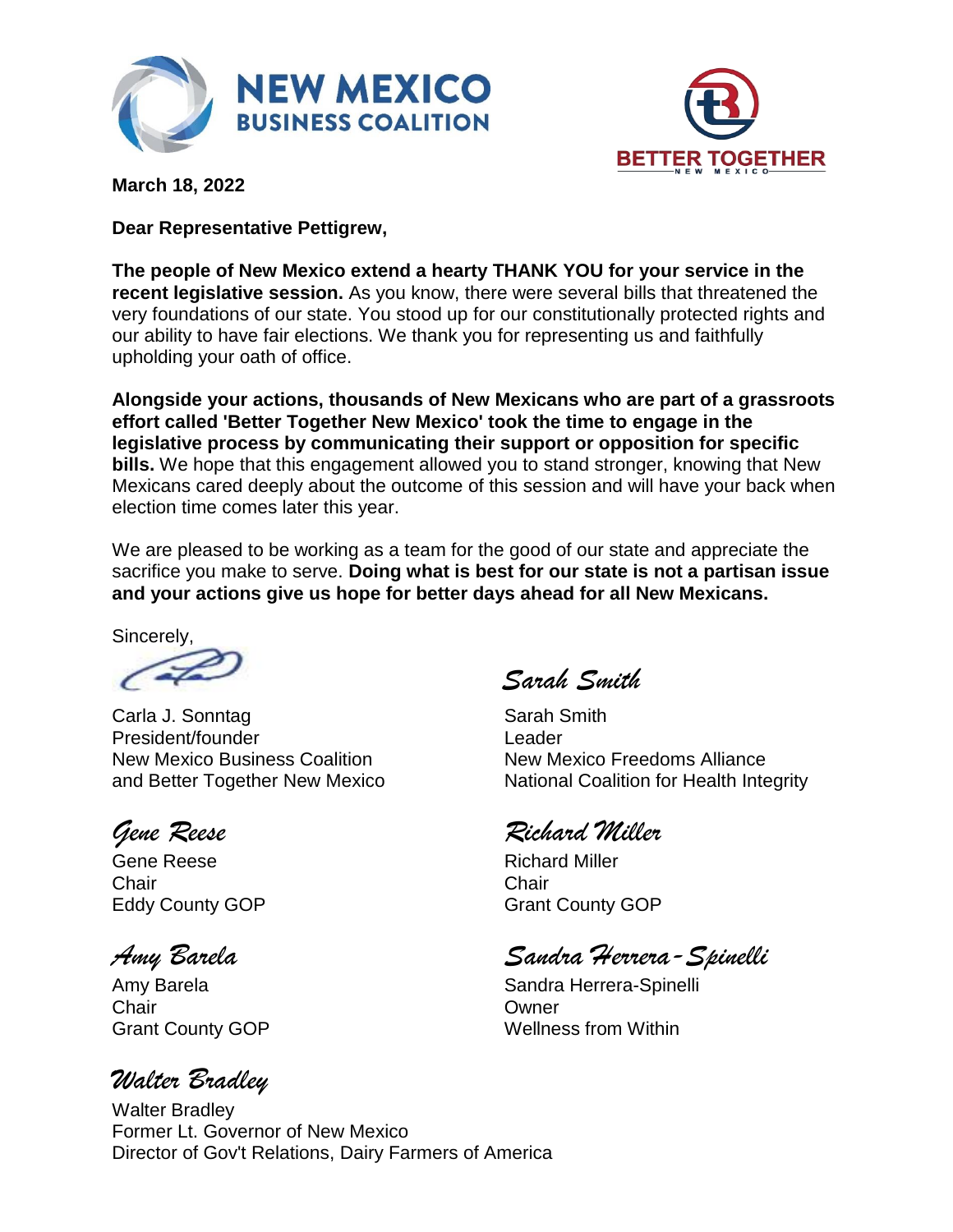**NEW MEXICO BUSINESS COALITION**

**BETTER TOGETHER NEW MEXICO**

**March 18, 2022**

**Dear Representative Pettigrew,**

**The people of New Mexico extend a hearty THANK YOU for your service in the recent legislative session.** As you know, there were several bills that threatened the very foundations of our state. You stood up for our constitutionally protected rights and our ability to have fair elections. We thank you for representing us and faithfully upholding your oath of office.

**Alongside your actions, thousands of New Mexicans who are part of a grassroots effort called 'Better Together New Mexico' took the time to engage in the legislative process by communicating their support or opposition for specific bills.** We hope that this engagement allowed you to stand stronger, knowing that New Mexicans cared deeply about the outcome of this session and will have your back when election time comes later this year.

We are pleased to be working as a team for the good of our state and appreciate the sacrifice you make to serve. **Doing what is best for our state is not a partisan issue and your actions give us hope for better days ahead for all New Mexicans.**

Sincerely,

Carla J. Sonntag
President/founder
New Mexico Business Coalition
and Better Together New Mexico

*Sarah Smith*

Sarah Smith
Leader
New Mexico Freedoms Alliance
National Coalition for Health Integrity

*Gene Reese*

Gene Reese
Chair
Eddy County GOP

*Richard Miller*

Richard Miller
Chair
Grant County GOP

*Amy Barela*

Amy Barela
Chair
Grant County GOP

*Sandra Herrera-Spinelli*

Sandra Herrera-Spinelli
Owner
Wellness from Within

*Walter Bradley*

Walter Bradley
Former Lt. Governor of New Mexico
Director of Gov't Relations, Dairy Farmers of America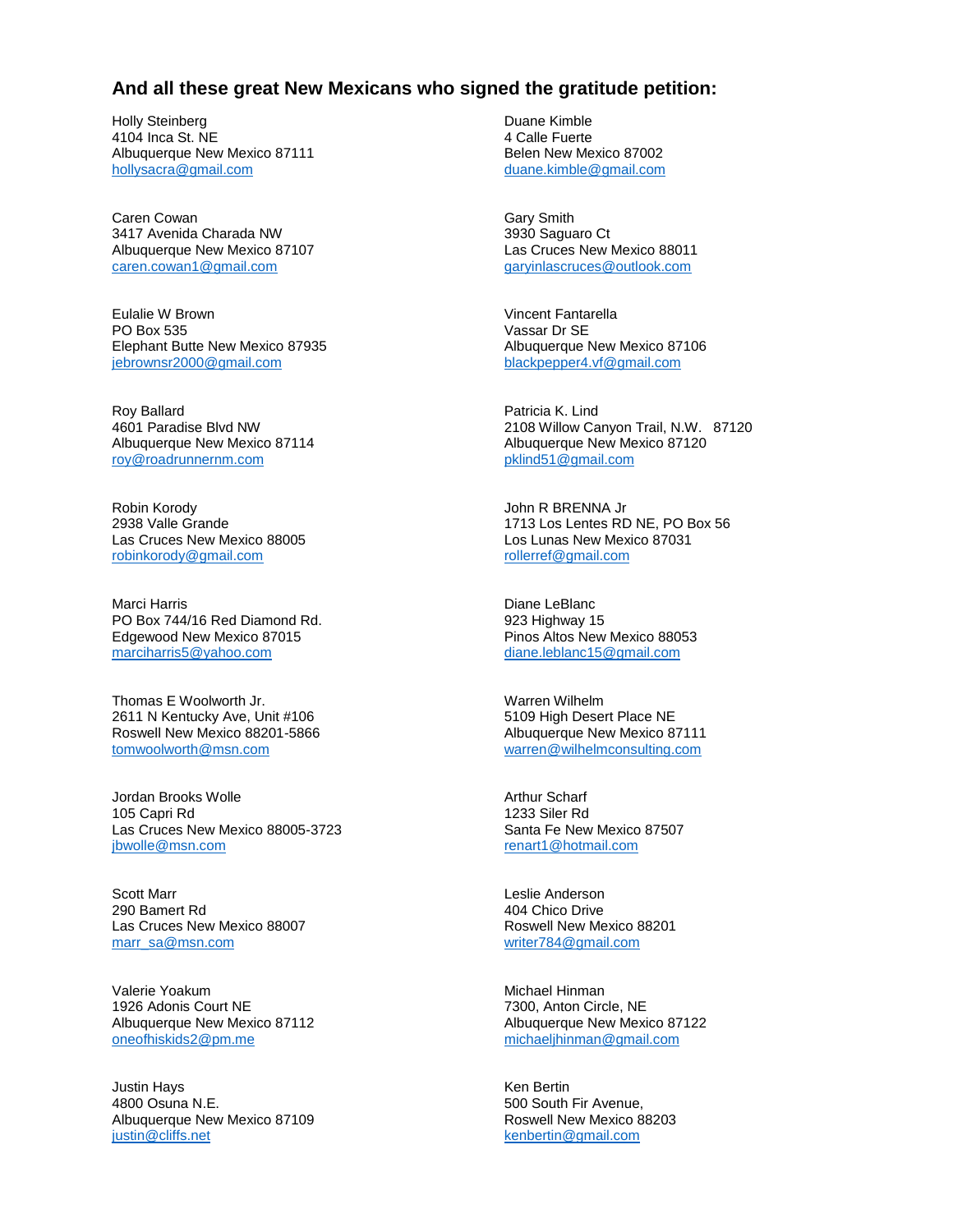## And all these great New Mexicans who signed the gratitude petition:

Holly Steinberg
4104 Inca St. NE
Albuquerque New Mexico 87111
hollysacra@gmail.com

Caren Cowan
3417 Avenida Charada NW
Albuquerque New Mexico 87107
caren.cowan1@gmail.com

Eulalie W Brown
PO Box 535
Elephant Butte New Mexico 87935
jebrownsr2000@gmail.com

Roy Ballard
4601 Paradise Blvd NW
Albuquerque New Mexico 87114
roy@roadrunnernm.com

Robin Korody
2938 Valle Grande
Las Cruces New Mexico 88005
robinkorody@gmail.com

Marci Harris
PO Box 744/16 Red Diamond Rd.
Edgewood New Mexico 87015
marciharris5@yahoo.com

Thomas E Woolworth Jr.
2611 N Kentucky Ave, Unit #106
Roswell New Mexico 88201-5866
tomwoolworth@msn.com

Jordan Brooks Wolle
105 Capri Rd
Las Cruces New Mexico 88005-3723
jbwolle@msn.com

Scott Marr
290 Bamert Rd
Las Cruces New Mexico 88007
marr_sa@msn.com

Valerie Yoakum
1926 Adonis Court NE
Albuquerque New Mexico 87112
oneofhiskids2@pm.me

Justin Hays
4800 Osuna N.E.
Albuquerque New Mexico 87109
justin@cliffs.net

Duane Kimble
4 Calle Fuerte
Belen New Mexico 87002
duane.kimble@gmail.com

Gary Smith
3930 Saguaro Ct
Las Cruces New Mexico 88011
garyinlascruces@outlook.com

Vincent Fantarella
Vassar Dr SE
Albuquerque New Mexico 87106
blackpepper4.vf@gmail.com

Patricia K. Lind
2108 Willow Canyon Trail, N.W. 87120
Albuquerque New Mexico 87120
pklind51@gmail.com

John R BRENNA Jr
1713 Los Lentes RD NE, PO Box 56
Los Lunas New Mexico 87031
rollerref@gmail.com

Diane LeBlanc
923 Highway 15
Pinos Altos New Mexico 88053
diane.leblanc15@gmail.com

Warren Wilhelm
5109 High Desert Place NE
Albuquerque New Mexico 87111
warren@wilhelmconsulting.com

Arthur Scharf
1233 Siler Rd
Santa Fe New Mexico 87507
renart1@hotmail.com

Leslie Anderson
404 Chico Drive
Roswell New Mexico 88201
writer784@gmail.com

Michael Hinman
7300, Anton Circle, NE
Albuquerque New Mexico 87122
michaeljhinman@gmail.com

Ken Bertin
500 South Fir Avenue,
Roswell New Mexico 88203
kenbertin@gmail.com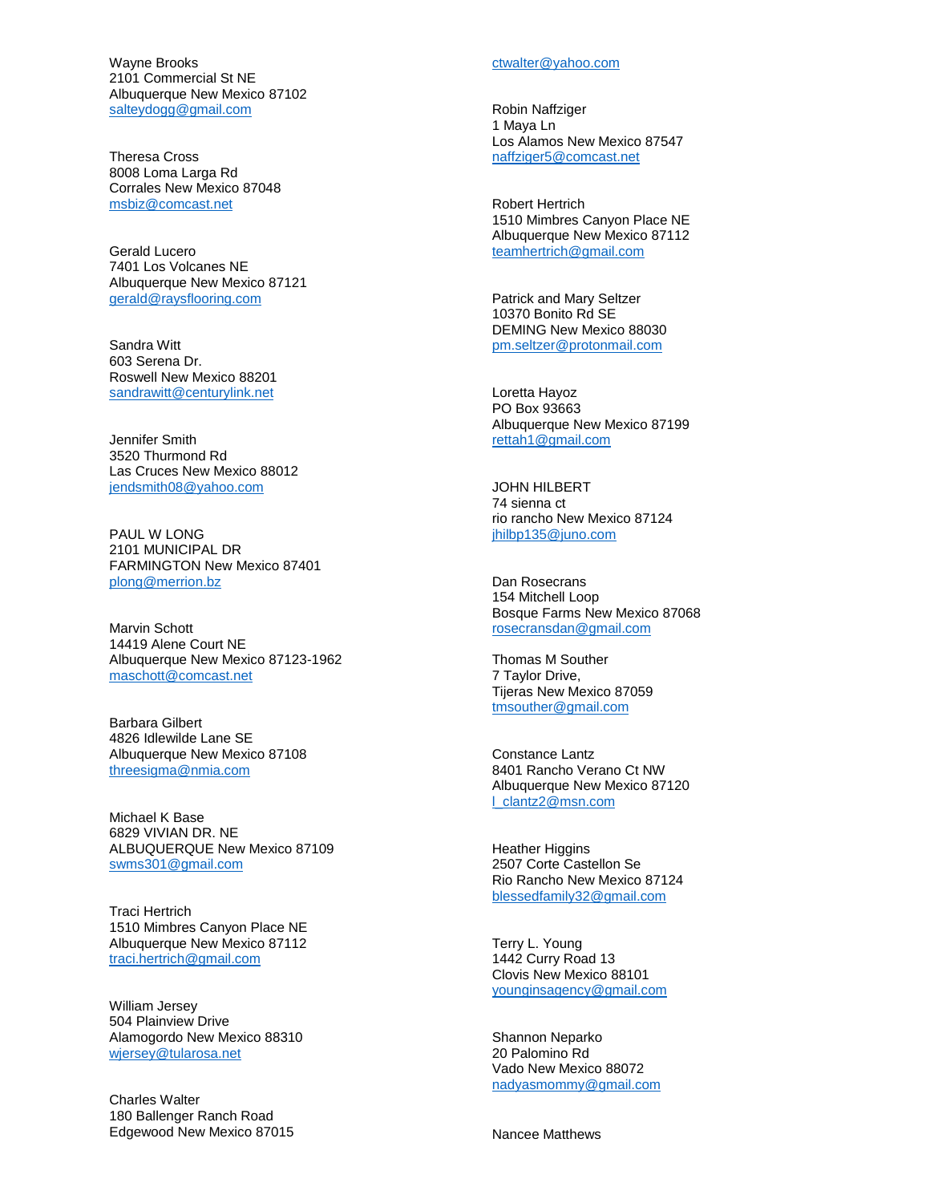Wayne Brooks
2101 Commercial St NE
Albuquerque New Mexico 87102
salteydogg@gmail.com

Theresa Cross
8008 Loma Larga Rd
Corrales New Mexico 87048
msbiz@comcast.net

Gerald Lucero
7401 Los Volcanes NE
Albuquerque New Mexico 87121
gerald@raysflooring.com

Sandra Witt
603 Serena Dr.
Roswell New Mexico 88201
sandrawitt@centurylink.net

Jennifer Smith
3520 Thurmond Rd
Las Cruces New Mexico 88012
jendsmith08@yahoo.com

PAUL W LONG
2101 MUNICIPAL DR
FARMINGTON New Mexico 87401
plong@merrion.bz

Marvin Schott
14419 Alene Court NE
Albuquerque New Mexico 87123-1962
maschott@comcast.net

Barbara Gilbert
4826 Idlewilde Lane SE
Albuquerque New Mexico 87108
threesigma@nmia.com

Michael K Base
6829 VIVIAN DR. NE
ALBUQUERQUE New Mexico 87109
swms301@gmail.com

Traci Hertrich
1510 Mimbres Canyon Place NE
Albuquerque New Mexico 87112
traci.hertrich@gmail.com

William Jersey
504 Plainview Drive
Alamogordo New Mexico 88310
wjersey@tularosa.net

Charles Walter
180 Ballenger Ranch Road
Edgewood New Mexico 87015
ctwalter@yahoo.com

Robin Naffziger
1 Maya Ln
Los Alamos New Mexico 87547
naffziger5@comcast.net

Robert Hertrich
1510 Mimbres Canyon Place NE
Albuquerque New Mexico 87112
teamhertrich@gmail.com

Patrick and Mary Seltzer
10370 Bonito Rd SE
DEMING New Mexico 88030
pm.seltzer@protonmail.com

Loretta Hayoz
PO Box 93663
Albuquerque New Mexico 87199
rettah1@gmail.com

JOHN HILBERT
74 sienna ct
rio rancho New Mexico 87124
jhilbp135@juno.com

Dan Rosecrans
154 Mitchell Loop
Bosque Farms New Mexico 87068
rosecransdan@gmail.com

Thomas M Souther
7 Taylor Drive,
Tijeras New Mexico 87059
tmsouther@gmail.com

Constance Lantz
8401 Rancho Verano Ct NW
Albuquerque New Mexico 87120
l_clantz2@msn.com

Heather Higgins
2507 Corte Castellon Se
Rio Rancho New Mexico 87124
blessedfamily32@gmail.com

Terry L. Young
1442 Curry Road 13
Clovis New Mexico 88101
younginsagency@gmail.com

Shannon Neparko
20 Palomino Rd
Vado New Mexico 88072
nadyasmommy@gmail.com

Nancee Matthews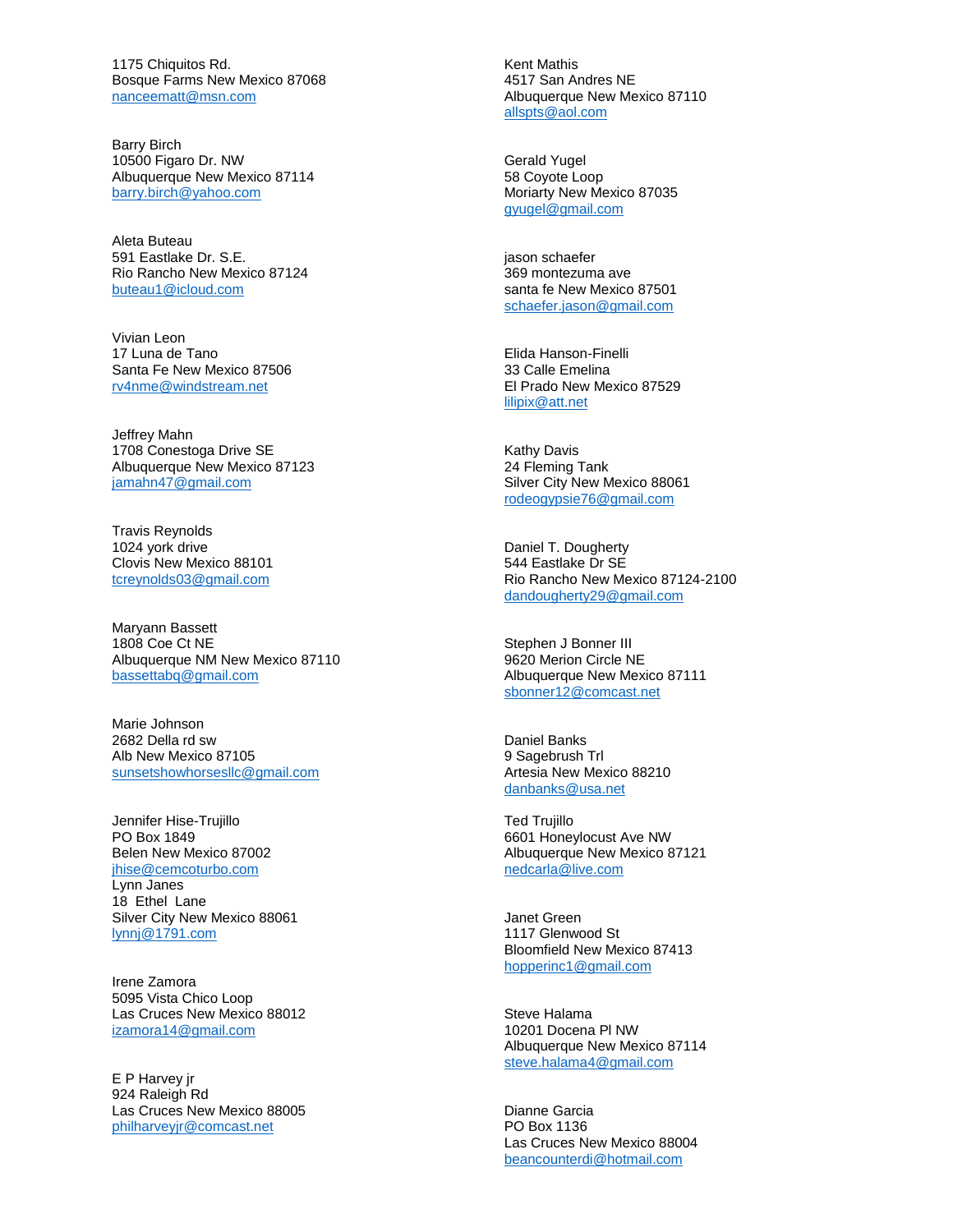1175 Chiquitos Rd.
Bosque Farms New Mexico 87068
nanceematt@msn.com

Barry Birch
10500 Figaro Dr. NW
Albuquerque New Mexico 87114
barry.birch@yahoo.com

Aleta Buteau
591 Eastlake Dr. S.E.
Rio Rancho New Mexico 87124
buteau1@icloud.com

Vivian Leon
17 Luna de Tano
Santa Fe New Mexico 87506
rv4nme@windstream.net

Jeffrey Mahn
1708 Conestoga Drive SE
Albuquerque New Mexico 87123
jamahn47@gmail.com

Travis Reynolds
1024 york drive
Clovis New Mexico 88101
tcreynolds03@gmail.com

Maryann Bassett
1808 Coe Ct NE
Albuquerque NM New Mexico 87110
bassettabq@gmail.com

Marie Johnson
2682 Della rd sw
Alb New Mexico 87105
sunsetshowhorsesllc@gmail.com

Jennifer Hise-Trujillo
PO Box 1849
Belen New Mexico 87002
jhise@cemcoturbo.com
Lynn Janes
18 Ethel Lane
Silver City New Mexico 88061
lynnj@1791.com

Irene Zamora
5095 Vista Chico Loop
Las Cruces New Mexico 88012
izamora14@gmail.com

E P Harvey jr
924 Raleigh Rd
Las Cruces New Mexico 88005
philharveyjr@comcast.net

Kent Mathis
4517 San Andres NE
Albuquerque New Mexico 87110
allspts@aol.com

Gerald Yugel
58 Coyote Loop
Moriarty New Mexico 87035
gyugel@gmail.com

jason schaefer
369 montezuma ave
santa fe New Mexico 87501
schaefer.jason@gmail.com

Elida Hanson-Finelli
33 Calle Emelina
El Prado New Mexico 87529
lilipix@att.net

Kathy Davis
24 Fleming Tank
Silver City New Mexico 88061
rodeogypsie76@gmail.com

Daniel T. Dougherty
544 Eastlake Dr SE
Rio Rancho New Mexico 87124-2100
dandougherty29@gmail.com

Stephen J Bonner III
9620 Merion Circle NE
Albuquerque New Mexico 87111
sbonner12@comcast.net

Daniel Banks
9 Sagebrush Trl
Artesia New Mexico 88210
danbanks@usa.net

Ted Trujillo
6601 Honeylocust Ave NW
Albuquerque New Mexico 87121
nedcarla@live.com

Janet Green
1117 Glenwood St
Bloomfield New Mexico 87413
hopperinc1@gmail.com

Steve Halama
10201 Docena Pl NW
Albuquerque New Mexico 87114
steve.halama4@gmail.com

Dianne Garcia
PO Box 1136
Las Cruces New Mexico 88004
beancounterdi@hotmail.com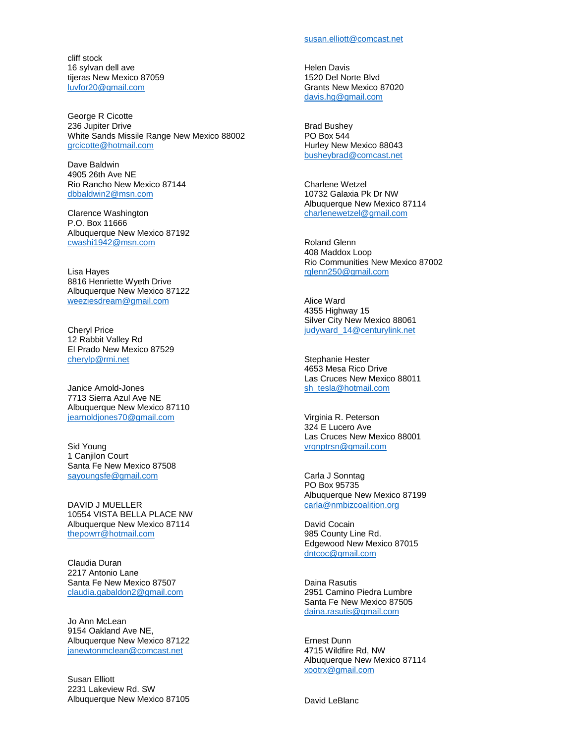cliff stock
16 sylvan dell ave
tijeras New Mexico 87059
luvfor20@gmail.com

George R Cicotte
236 Jupiter Drive
White Sands Missile Range New Mexico 88002
grcicotte@hotmail.com

Dave Baldwin
4905 26th Ave NE
Rio Rancho New Mexico 87144
dbbaldwin2@msn.com

Clarence Washington
P.O. Box 11666
Albuquerque New Mexico 87192
cwashi1942@msn.com

Lisa Hayes
8816 Henriette Wyeth Drive
Albuquerque New Mexico 87122
weeziesdream@gmail.com

Cheryl Price
12 Rabbit Valley Rd
El Prado New Mexico 87529
cherylp@rmi.net

Janice Arnold-Jones
7713 Sierra Azul Ave NE
Albuquerque New Mexico 87110
jearnoldjones70@gmail.com

Sid Young
1 Canjilon Court
Santa Fe New Mexico 87508
sayoungsfe@gmail.com

DAVID J MUELLER
10554 VISTA BELLA PLACE NW
Albuquerque New Mexico 87114
thepowrr@hotmail.com

Claudia Duran
2217 Antonio Lane
Santa Fe New Mexico 87507
claudia.gabaldon2@gmail.com

Jo Ann McLean
9154 Oakland Ave NE,
Albuquerque New Mexico 87122
janewtonmclean@comcast.net

Susan Elliott
2231 Lakeview Rd. SW
Albuquerque New Mexico 87105
susan.elliott@comcast.net

Helen Davis
1520 Del Norte Blvd
Grants New Mexico 87020
davis.hg@gmail.com

Brad Bushey
PO Box 544
Hurley New Mexico 88043
busheybrad@comcast.net

Charlene Wetzel
10732 Galaxia Pk Dr NW
Albuquerque New Mexico 87114
charlenewetzel@gmail.com

Roland Glenn
408 Maddox Loop
Rio Communities New Mexico 87002
rglenn250@gmail.com

Alice Ward
4355 Highway 15
Silver City New Mexico 88061
judyward_14@centurylink.net

Stephanie Hester
4653 Mesa Rico Drive
Las Cruces New Mexico 88011
sh_tesla@hotmail.com

Virginia R. Peterson
324 E Lucero Ave
Las Cruces New Mexico 88001
vrgnptrsn@gmail.com

Carla J Sonntag
PO Box 95735
Albuquerque New Mexico 87199
carla@nmbizcoalition.org

David Cocain
985 County Line Rd.
Edgewood New Mexico 87015
dntcoc@gmail.com

Daina Rasutis
2951 Camino Piedra Lumbre
Santa Fe New Mexico 87505
daina.rasutis@gmail.com

Ernest Dunn
4715 Wildfire Rd, NW
Albuquerque New Mexico 87114
xootrx@gmail.com

David LeBlanc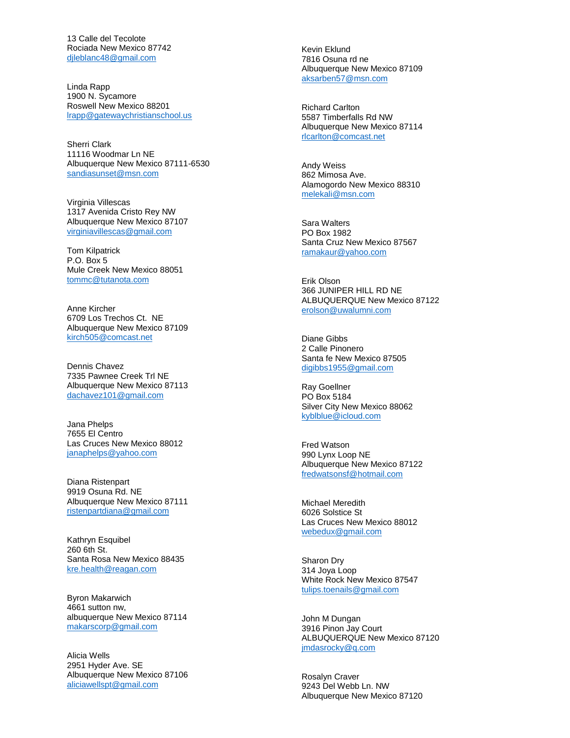13 Calle del Tecolote
Rociada New Mexico 87742
djleblanc48@gmail.com

Linda Rapp
1900 N. Sycamore
Roswell New Mexico 88201
lrapp@gatewaychristianschool.us

Sherri Clark
11116 Woodmar Ln NE
Albuquerque New Mexico 87111-6530
sandiasunset@msn.com

Virginia Villescas
1317 Avenida Cristo Rey NW
Albuquerque New Mexico 87107
virginiavillescas@gmail.com

Tom Kilpatrick
P.O. Box 5
Mule Creek New Mexico 88051
tommc@tutanota.com

Anne Kircher
6709 Los Trechos Ct. NE
Albuquerque New Mexico 87109
kirch505@comcast.net

Dennis Chavez
7335 Pawnee Creek Trl NE
Albuquerque New Mexico 87113
dachavez101@gmail.com

Jana Phelps
7655 El Centro
Las Cruces New Mexico 88012
janaphelps@yahoo.com

Diana Ristenpart
9919 Osuna Rd. NE
Albuquerque New Mexico 87111
ristenpartdiana@gmail.com

Kathryn Esquibel
260 6th St.
Santa Rosa New Mexico 88435
kre.health@reagan.com

Byron Makarwich
4661 sutton nw,
albuquerque New Mexico 87114
makarscorp@gmail.com

Alicia Wells
2951 Hyder Ave. SE
Albuquerque New Mexico 87106
aliciawellspt@gmail.com

Kevin Eklund
7816 Osuna rd ne
Albuquerque New Mexico 87109
aksarben57@msn.com

Richard Carlton
5587 Timberfalls Rd NW
Albuquerque New Mexico 87114
rlcarlton@comcast.net

Andy Weiss
862 Mimosa Ave.
Alamogordo New Mexico 88310
melekali@msn.com

Sara Walters
PO Box 1982
Santa Cruz New Mexico 87567
ramakaur@yahoo.com

Erik Olson
366 JUNIPER HILL RD NE
ALBUQUERQUE New Mexico 87122
erolson@uwalumni.com

Diane Gibbs
2 Calle Pinonero
Santa fe New Mexico 87505
digibbs1955@gmail.com

Ray Goellner
PO Box 5184
Silver City New Mexico 88062
kyblblue@icloud.com

Fred Watson
990 Lynx Loop NE
Albuquerque New Mexico 87122
fredwatsonsf@hotmail.com

Michael Meredith
6026 Solstice St
Las Cruces New Mexico 88012
webedux@gmail.com

Sharon Dry
314 Joya Loop
White Rock New Mexico 87547
tulips.toenails@gmail.com

John M Dungan
3916 Pinon Jay Court
ALBUQUERQUE New Mexico 87120
jmdasrocky@q.com

Rosalyn Craver
9243 Del Webb Ln. NW
Albuquerque New Mexico 87120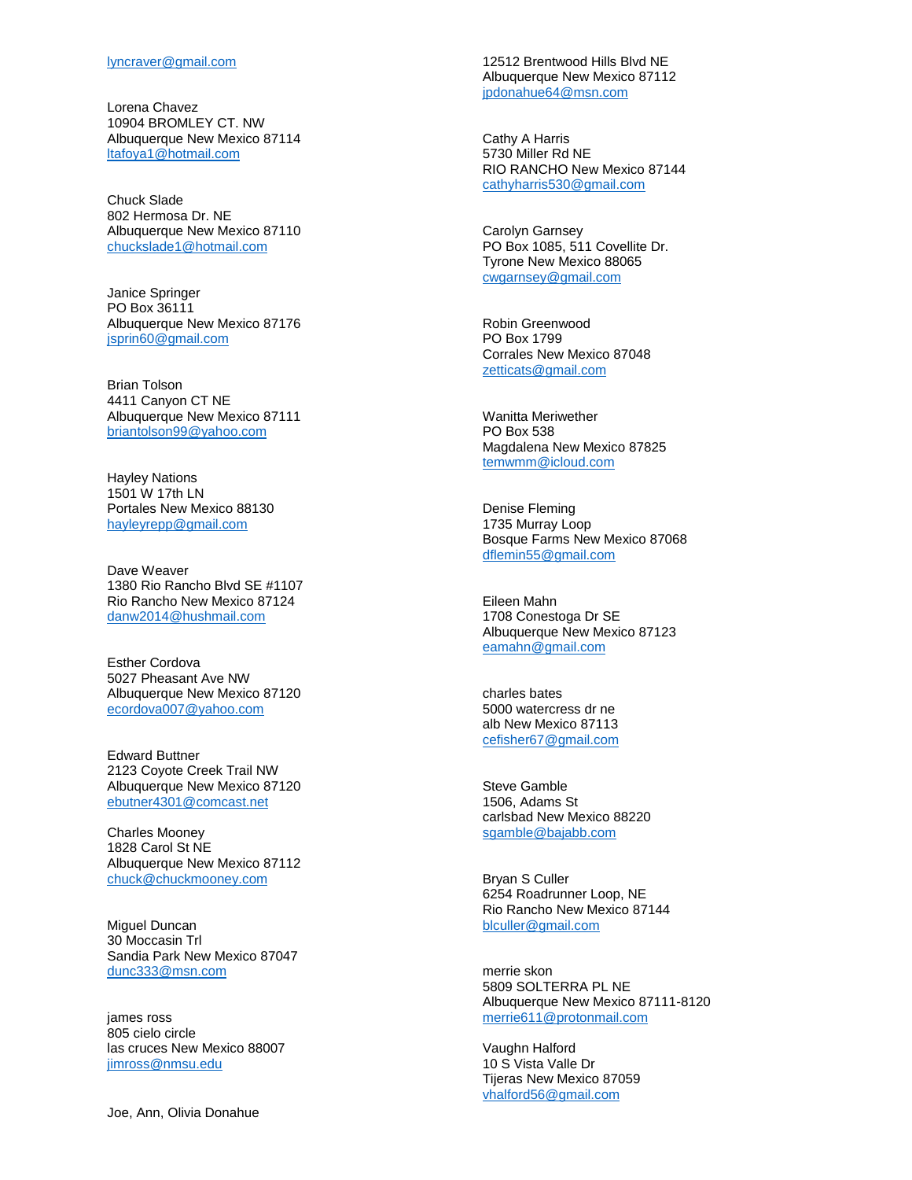lyncraver@gmail.com

Lorena Chavez
10904 BROMLEY CT. NW
Albuquerque New Mexico 87114
ltafoya1@hotmail.com

Chuck Slade
802 Hermosa Dr. NE
Albuquerque New Mexico 87110
chuckslade1@hotmail.com

Janice Springer
PO Box 36111
Albuquerque New Mexico 87176
jsprin60@gmail.com

Brian Tolson
4411 Canyon CT NE
Albuquerque New Mexico 87111
briantolson99@yahoo.com

Hayley Nations
1501 W 17th LN
Portales New Mexico 88130
hayleyrepp@gmail.com

Dave Weaver
1380 Rio Rancho Blvd SE #1107
Rio Rancho New Mexico 87124
danw2014@hushmail.com

Esther Cordova
5027 Pheasant Ave NW
Albuquerque New Mexico 87120
ecordova007@yahoo.com

Edward Buttner
2123 Coyote Creek Trail NW
Albuquerque New Mexico 87120
ebutner4301@comcast.net

Charles Mooney
1828 Carol St NE
Albuquerque New Mexico 87112
chuck@chuckmooney.com

Miguel Duncan
30 Moccasin Trl
Sandia Park New Mexico 87047
dunc333@msn.com

james ross
805 cielo circle
las cruces New Mexico 88007
jimross@nmsu.edu

Joe, Ann, Olivia Donahue
12512 Brentwood Hills Blvd NE
Albuquerque New Mexico 87112
jpdonahue64@msn.com

Cathy A Harris
5730 Miller Rd NE
RIO RANCHO New Mexico 87144
cathyharris530@gmail.com

Carolyn Garnsey
PO Box 1085, 511 Covellite Dr.
Tyrone New Mexico 88065
cwgarnsey@gmail.com

Robin Greenwood
PO Box 1799
Corrales New Mexico 87048
zetticats@gmail.com

Wanitta Meriwether
PO Box 538
Magdalena New Mexico 87825
temwmm@icloud.com

Denise Fleming
1735 Murray Loop
Bosque Farms New Mexico 87068
dflemin55@gmail.com

Eileen Mahn
1708 Conestoga Dr SE
Albuquerque New Mexico 87123
eamahn@gmail.com

charles bates
5000 watercress dr ne
alb New Mexico 87113
cefisher67@gmail.com

Steve Gamble
1506, Adams St
carlsbad New Mexico 88220
sgamble@bajabb.com

Bryan S Culler
6254 Roadrunner Loop, NE
Rio Rancho New Mexico 87144
blculler@gmail.com

merrie skon
5809 SOLTERRA PL NE
Albuquerque New Mexico 87111-8120
merrie611@protonmail.com

Vaughn Halford
10 S Vista Valle Dr
Tijeras New Mexico 87059
vhalford56@gmail.com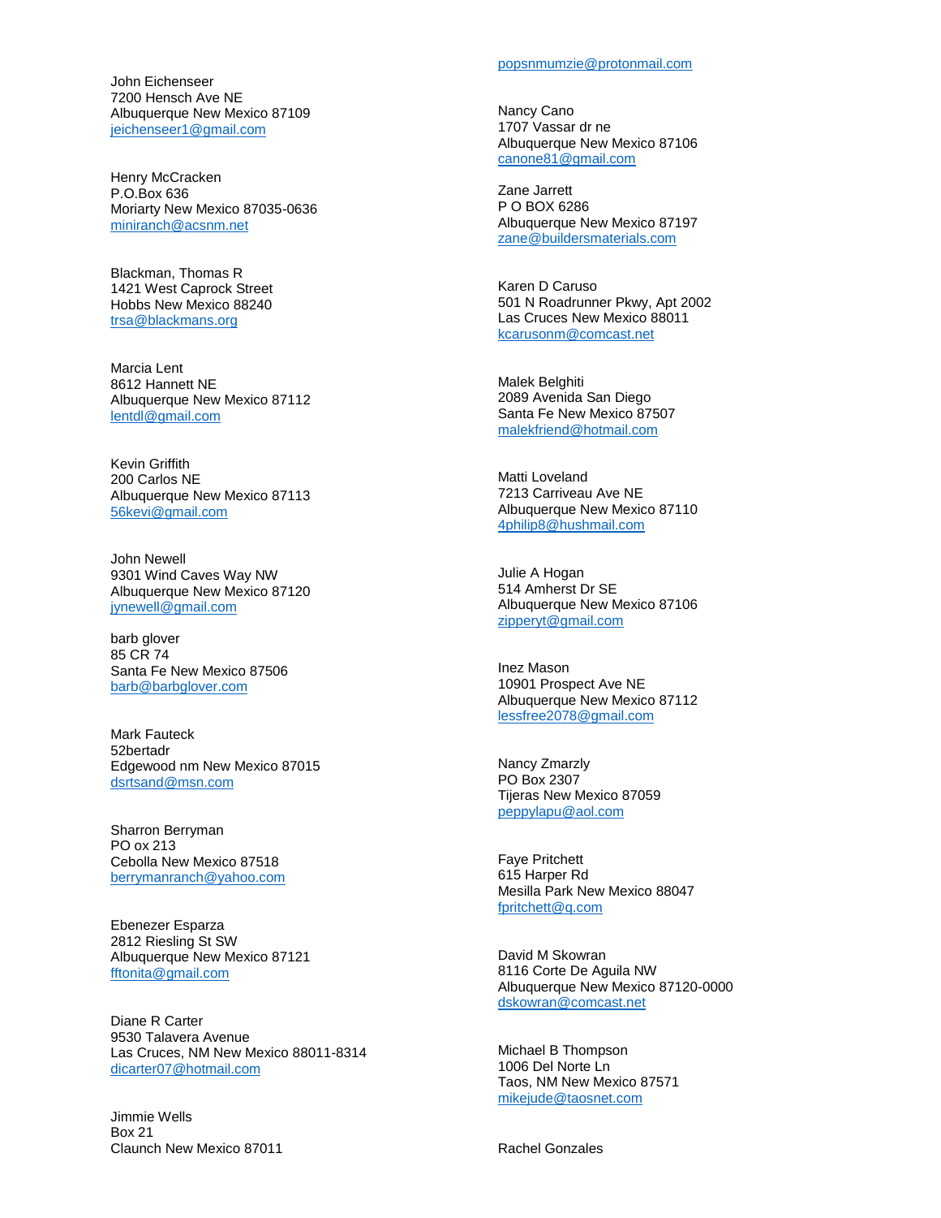John Eichenseer
7200 Hensch Ave NE
Albuquerque New Mexico 87109
jeichenseer1@gmail.com

Henry McCracken
P.O.Box 636
Moriarty New Mexico 87035-0636
miniranch@acsnm.net

Blackman, Thomas R
1421 West Caprock Street
Hobbs New Mexico 88240
trsa@blackmans.org

Marcia Lent
8612 Hannett NE
Albuquerque New Mexico 87112
lentdl@gmail.com

Kevin Griffith
200 Carlos NE
Albuquerque New Mexico 87113
56kevi@gmail.com

John Newell
9301 Wind Caves Way NW
Albuquerque New Mexico 87120
jynewell@gmail.com

barb glover
85 CR 74
Santa Fe New Mexico 87506
barb@barbglover.com

Mark Fauteck
52bertadr
Edgewood nm New Mexico 87015
dsrtsand@msn.com

Sharron Berryman
PO ox 213
Cebolla New Mexico 87518
berrymanranch@yahoo.com

Ebenezer Esparza
2812 Riesling St SW
Albuquerque New Mexico 87121
fftonita@gmail.com

Diane R Carter
9530 Talavera Avenue
Las Cruces, NM New Mexico 88011-8314
dicarter07@hotmail.com

Jimmie Wells
Box 21
Claunch New Mexico 87011

popsnmumzie@protonmail.com

Nancy Cano
1707 Vassar dr ne
Albuquerque New Mexico 87106
canone81@gmail.com

Zane Jarrett
P O BOX 6286
Albuquerque New Mexico 87197
zane@buildersmaterials.com

Karen D Caruso
501 N Roadrunner Pkwy, Apt 2002
Las Cruces New Mexico 88011
kcarusonm@comcast.net

Malek Belghiti
2089 Avenida San Diego
Santa Fe New Mexico 87507
malekfriend@hotmail.com

Matti Loveland
7213 Carriveau Ave NE
Albuquerque New Mexico 87110
4philip8@hushmail.com

Julie A Hogan
514 Amherst Dr SE
Albuquerque New Mexico 87106
zipperyt@gmail.com

Inez Mason
10901 Prospect Ave NE
Albuquerque New Mexico 87112
lessfree2078@gmail.com

Nancy Zmarzly
PO Box 2307
Tijeras New Mexico 87059
peppylapu@aol.com

Faye Pritchett
615 Harper Rd
Mesilla Park New Mexico 88047
fpritchett@q.com

David M Skowran
8116 Corte De Aguila NW
Albuquerque New Mexico 87120-0000
dskowran@comcast.net

Michael B Thompson
1006 Del Norte Ln
Taos, NM New Mexico 87571
mikejude@taosnet.com

Rachel Gonzales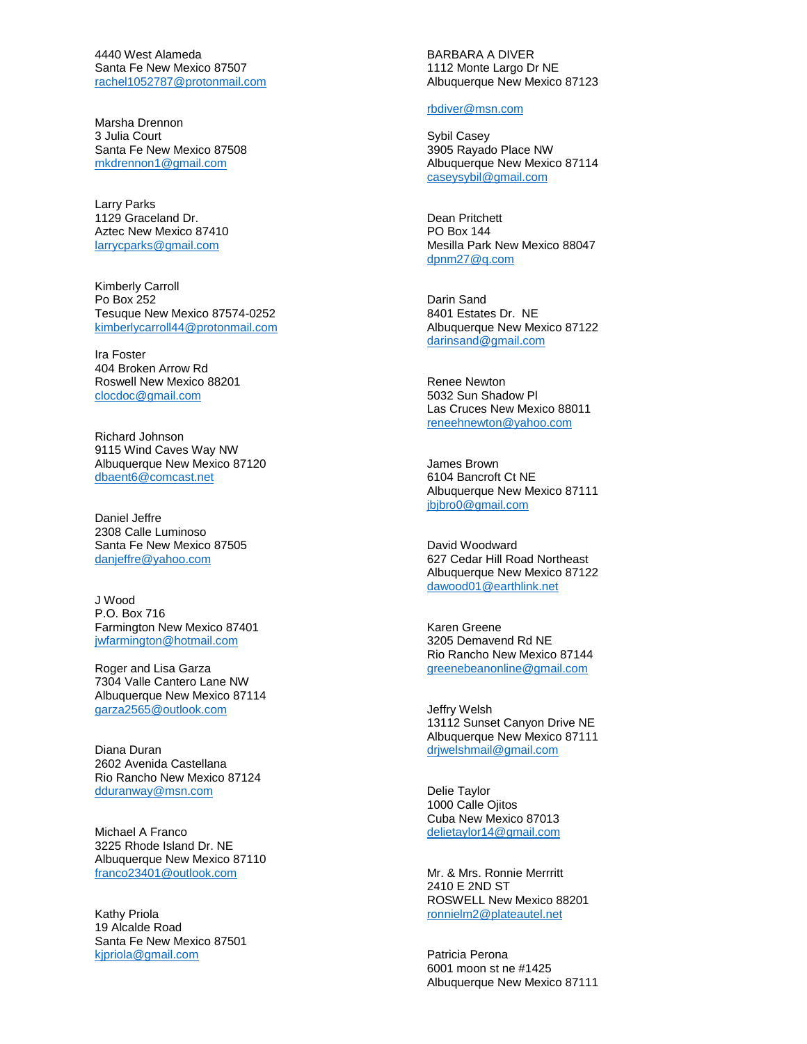4440 West Alameda
Santa Fe New Mexico 87507
rachel1052787@protonmail.com

Marsha Drennon
3 Julia Court
Santa Fe New Mexico 87508
mkdrennon1@gmail.com

Larry Parks
1129 Graceland Dr.
Aztec New Mexico 87410
larrycparks@gmail.com

Kimberly Carroll
Po Box 252
Tesuque New Mexico 87574-0252
kimberlycarroll44@protonmail.com

Ira Foster
404 Broken Arrow Rd
Roswell New Mexico 88201
clocdoc@gmail.com

Richard Johnson
9115 Wind Caves Way NW
Albuquerque New Mexico 87120
dbaent6@comcast.net

Daniel Jeffre
2308 Calle Luminoso
Santa Fe New Mexico 87505
danjeffre@yahoo.com

J Wood
P.O. Box 716
Farmington New Mexico 87401
jwfarmington@hotmail.com

Roger and Lisa Garza
7304 Valle Cantero Lane NW
Albuquerque New Mexico 87114
garza2565@outlook.com

Diana Duran
2602 Avenida Castellana
Rio Rancho New Mexico 87124
dduranway@msn.com

Michael A Franco
3225 Rhode Island Dr. NE
Albuquerque New Mexico 87110
franco23401@outlook.com

Kathy Priola
19 Alcalde Road
Santa Fe New Mexico 87501
kjpriola@gmail.com

BARBARA A DIVER
1112 Monte Largo Dr NE
Albuquerque New Mexico 87123

rbdiver@msn.com

Sybil Casey
3905 Rayado Place NW
Albuquerque New Mexico 87114
caseysybil@gmail.com

Dean Pritchett
PO Box 144
Mesilla Park New Mexico 88047
dpnm27@q.com

Darin Sand
8401 Estates Dr. NE
Albuquerque New Mexico 87122
darinsand@gmail.com

Renee Newton
5032 Sun Shadow Pl
Las Cruces New Mexico 88011
reneehnewton@yahoo.com

James Brown
6104 Bancroft Ct NE
Albuquerque New Mexico 87111
jbjbro0@gmail.com

David Woodward
627 Cedar Hill Road Northeast
Albuquerque New Mexico 87122
dawood01@earthlink.net

Karen Greene
3205 Demavend Rd NE
Rio Rancho New Mexico 87144
greenebeanonline@gmail.com

Jeffry Welsh
13112 Sunset Canyon Drive NE
Albuquerque New Mexico 87111
drjwelshmail@gmail.com

Delie Taylor
1000 Calle Ojitos
Cuba New Mexico 87013
delietaylor14@gmail.com

Mr. & Mrs. Ronnie Merrritt
2410 E 2ND ST
ROSWELL New Mexico 88201
ronnielm2@plateautel.net

Patricia Perona
6001 moon st ne #1425
Albuquerque New Mexico 87111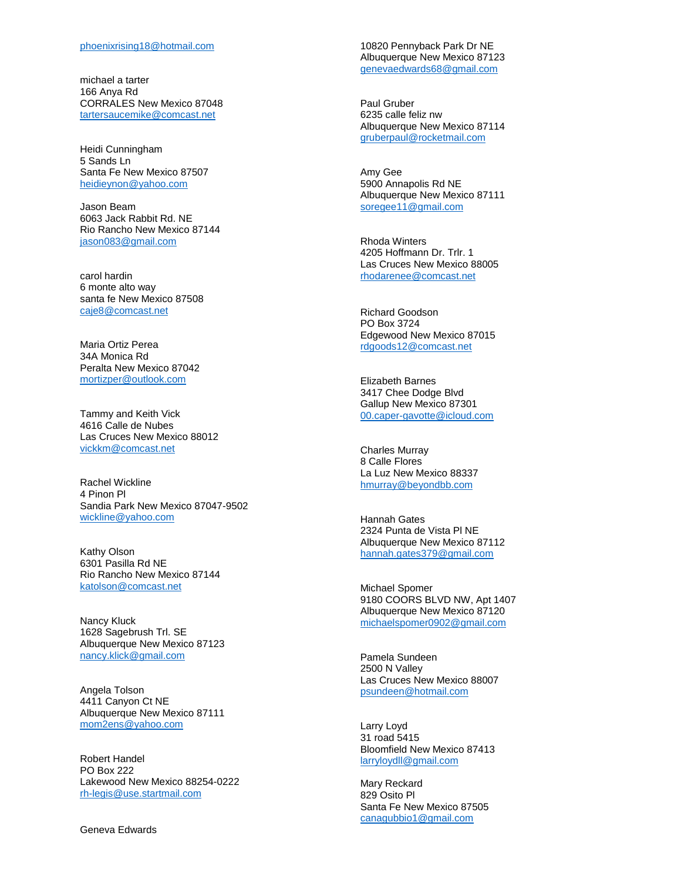phoenixrising18@hotmail.com

michael a tarter
166 Anya Rd
CORRALES New Mexico 87048
tartersaucemike@comcast.net

Heidi Cunningham
5 Sands Ln
Santa Fe New Mexico 87507
heidieynon@yahoo.com

Jason Beam
6063 Jack Rabbit Rd. NE
Rio Rancho New Mexico 87144
jason083@gmail.com

carol hardin
6 monte alto way
santa fe New Mexico 87508
caje8@comcast.net

Maria Ortiz Perea
34A Monica Rd
Peralta New Mexico 87042
mortizper@outlook.com

Tammy and Keith Vick
4616 Calle de Nubes
Las Cruces New Mexico 88012
vickkm@comcast.net

Rachel Wickline
4 Pinon Pl
Sandia Park New Mexico 87047-9502
wickline@yahoo.com

Kathy Olson
6301 Pasilla Rd NE
Rio Rancho New Mexico 87144
katolson@comcast.net

Nancy Kluck
1628 Sagebrush Trl. SE
Albuquerque New Mexico 87123
nancy.klick@gmail.com

Angela Tolson
4411 Canyon Ct NE
Albuquerque New Mexico 87111
mom2ens@yahoo.com

Robert Handel
PO Box 222
Lakewood New Mexico 88254-0222
rh-legis@use.startmail.com

Geneva Edwards
10820 Pennyback Park Dr NE
Albuquerque New Mexico 87123
genevaedwards68@gmail.com

Paul Gruber
6235 calle feliz nw
Albuquerque New Mexico 87114
gruberpaul@rocketmail.com

Amy Gee
5900 Annapolis Rd NE
Albuquerque New Mexico 87111
soregee11@gmail.com

Rhoda Winters
4205 Hoffmann Dr. Trlr. 1
Las Cruces New Mexico 88005
rhodarenee@comcast.net

Richard Goodson
PO Box 3724
Edgewood New Mexico 87015
rdgoods12@comcast.net

Elizabeth Barnes
3417 Chee Dodge Blvd
Gallup New Mexico 87301
00.caper-gavotte@icloud.com

Charles Murray
8 Calle Flores
La Luz New Mexico 88337
hmurray@beyondbb.com

Hannah Gates
2324 Punta de Vista Pl NE
Albuquerque New Mexico 87112
hannah.gates379@gmail.com

Michael Spomer
9180 COORS BLVD NW, Apt 1407
Albuquerque New Mexico 87120
michaelspomer0902@gmail.com

Pamela Sundeen
2500 N Valley
Las Cruces New Mexico 88007
psundeen@hotmail.com

Larry Loyd
31 road 5415
Bloomfield New Mexico 87413
larryloydll@gmail.com

Mary Reckard
829 Osito Pl
Santa Fe New Mexico 87505
canagubbio1@gmail.com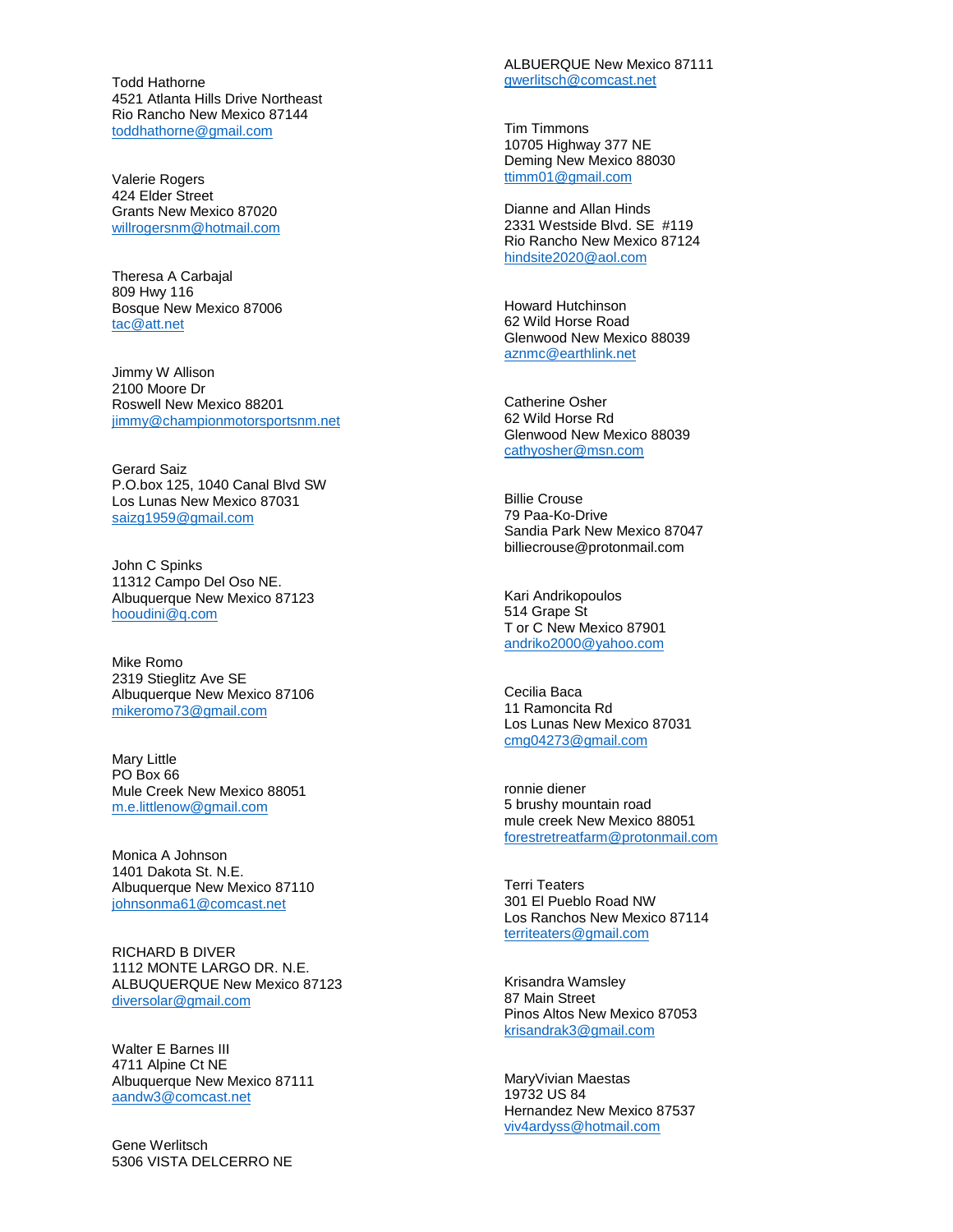Todd Hathorne
4521 Atlanta Hills Drive Northeast
Rio Rancho New Mexico 87144
toddhathorne@gmail.com

Valerie Rogers
424 Elder Street
Grants New Mexico 87020
willrogersnm@hotmail.com

Theresa A Carbajal
809 Hwy 116
Bosque New Mexico 87006
tac@att.net

Jimmy W Allison
2100 Moore Dr
Roswell New Mexico 88201
jimmy@championmotorsportsnm.net

Gerard Saiz
P.O.box 125, 1040 Canal Blvd SW
Los Lunas New Mexico 87031
saizg1959@gmail.com

John C Spinks
11312 Campo Del Oso NE.
Albuquerque New Mexico 87123
hooudini@q.com

Mike Romo
2319 Stieglitz Ave SE
Albuquerque New Mexico 87106
mikeromo73@gmail.com

Mary Little
PO Box 66
Mule Creek New Mexico 88051
m.e.littlenow@gmail.com

Monica A Johnson
1401 Dakota St. N.E.
Albuquerque New Mexico 87110
johnsonma61@comcast.net

RICHARD B DIVER
1112 MONTE LARGO DR. N.E.
ALBUQUERQUE New Mexico 87123
diversolar@gmail.com

Walter E Barnes III
4711 Alpine Ct NE
Albuquerque New Mexico 87111
aandw3@comcast.net

Gene Werlitsch
5306 VISTA DELCERRO NE
ALBUERQUE New Mexico 87111
gwerlitsch@comcast.net

Tim Timmons
10705 Highway 377 NE
Deming New Mexico 88030
ttimm01@gmail.com

Dianne and Allan Hinds
2331 Westside Blvd. SE #119
Rio Rancho New Mexico 87124
hindsite2020@aol.com

Howard Hutchinson
62 Wild Horse Road
Glenwood New Mexico 88039
aznmc@earthlink.net

Catherine Osher
62 Wild Horse Rd
Glenwood New Mexico 88039
cathyosher@msn.com

Billie Crouse
79 Paa-Ko-Drive
Sandia Park New Mexico 87047
billiecrouse@protonmail.com

Kari Andrikopoulos
514 Grape St
T or C New Mexico 87901
andriko2000@yahoo.com

Cecilia Baca
11 Ramoncita Rd
Los Lunas New Mexico 87031
cmg04273@gmail.com

ronnie diener
5 brushy mountain road
mule creek New Mexico 88051
forestretreatfarm@protonmail.com

Terri Teaters
301 El Pueblo Road NW
Los Ranchos New Mexico 87114
territeaters@gmail.com

Krisandra Wamsley
87 Main Street
Pinos Altos New Mexico 87053
krisandrak3@gmail.com

MaryVivian Maestas
19732 US 84
Hernandez New Mexico 87537
viv4ardyss@hotmail.com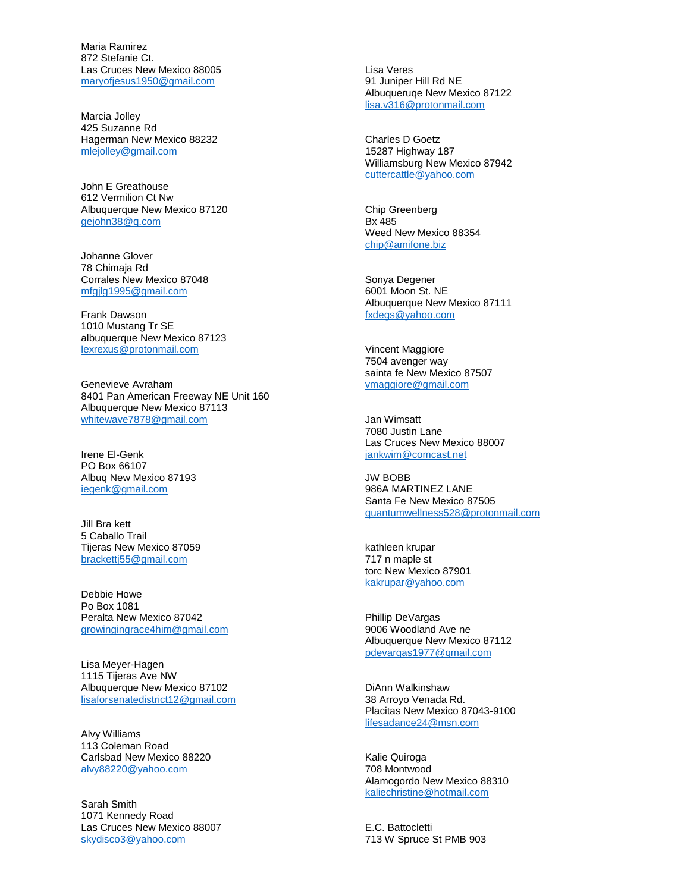Maria Ramirez
872 Stefanie Ct.
Las Cruces New Mexico 88005
maryofjesus1950@gmail.com

Marcia Jolley
425 Suzanne Rd
Hagerman New Mexico 88232
mlejolley@gmail.com

John E Greathouse
612 Vermilion Ct Nw
Albuquerque New Mexico 87120
gejohn38@q.com

Johanne Glover
78 Chimaja Rd
Corrales New Mexico 87048
mfgjlg1995@gmail.com

Frank Dawson
1010 Mustang Tr SE
albuquerque New Mexico 87123
lexrexus@protonmail.com

Genevieve Avraham
8401 Pan American Freeway NE Unit 160
Albuquerque New Mexico 87113
whitewave7878@gmail.com

Irene El-Genk
PO Box 66107
Albuq New Mexico 87193
iegenk@gmail.com

Jill Bra kett
5 Caballo Trail
Tijeras New Mexico 87059
brackettj55@gmail.com

Debbie Howe
Po Box 1081
Peralta New Mexico 87042
growingingrace4him@gmail.com

Lisa Meyer-Hagen
1115 Tijeras Ave NW
Albuquerque New Mexico 87102
lisaforsenatedistrict12@gmail.com

Alvy Williams
113 Coleman Road
Carlsbad New Mexico 88220
alvy88220@yahoo.com

Sarah Smith
1071 Kennedy Road
Las Cruces New Mexico 88007
skydisco3@yahoo.com

Lisa Veres
91 Juniper Hill Rd NE
Albuqueruqe New Mexico 87122
lisa.v316@protonmail.com

Charles D Goetz
15287 Highway 187
Williamsburg New Mexico 87942
cuttercattle@yahoo.com

Chip Greenberg
Bx 485
Weed New Mexico 88354
chip@amifone.biz

Sonya Degener
6001 Moon St. NE
Albuquerque New Mexico 87111
fxdegs@yahoo.com

Vincent Maggiore
7504 avenger way
sainta fe New Mexico 87507
vmaggiore@gmail.com

Jan Wimsatt
7080 Justin Lane
Las Cruces New Mexico 88007
jankwim@comcast.net

JW BOBB
986A MARTINEZ LANE
Santa Fe New Mexico 87505
quantumwellness528@protonmail.com

kathleen krupar
717 n maple st
torc New Mexico 87901
kakrupar@yahoo.com

Phillip DeVargas
9006 Woodland Ave ne
Albuquerque New Mexico 87112
pdevargas1977@gmail.com

DiAnn Walkinshaw
38 Arroyo Venada Rd.
Placitas New Mexico 87043-9100
lifesadance24@msn.com

Kalie Quiroga
708 Montwood
Alamogordo New Mexico 88310
kaliechristine@hotmail.com

E.C. Battocletti
713 W Spruce St PMB 903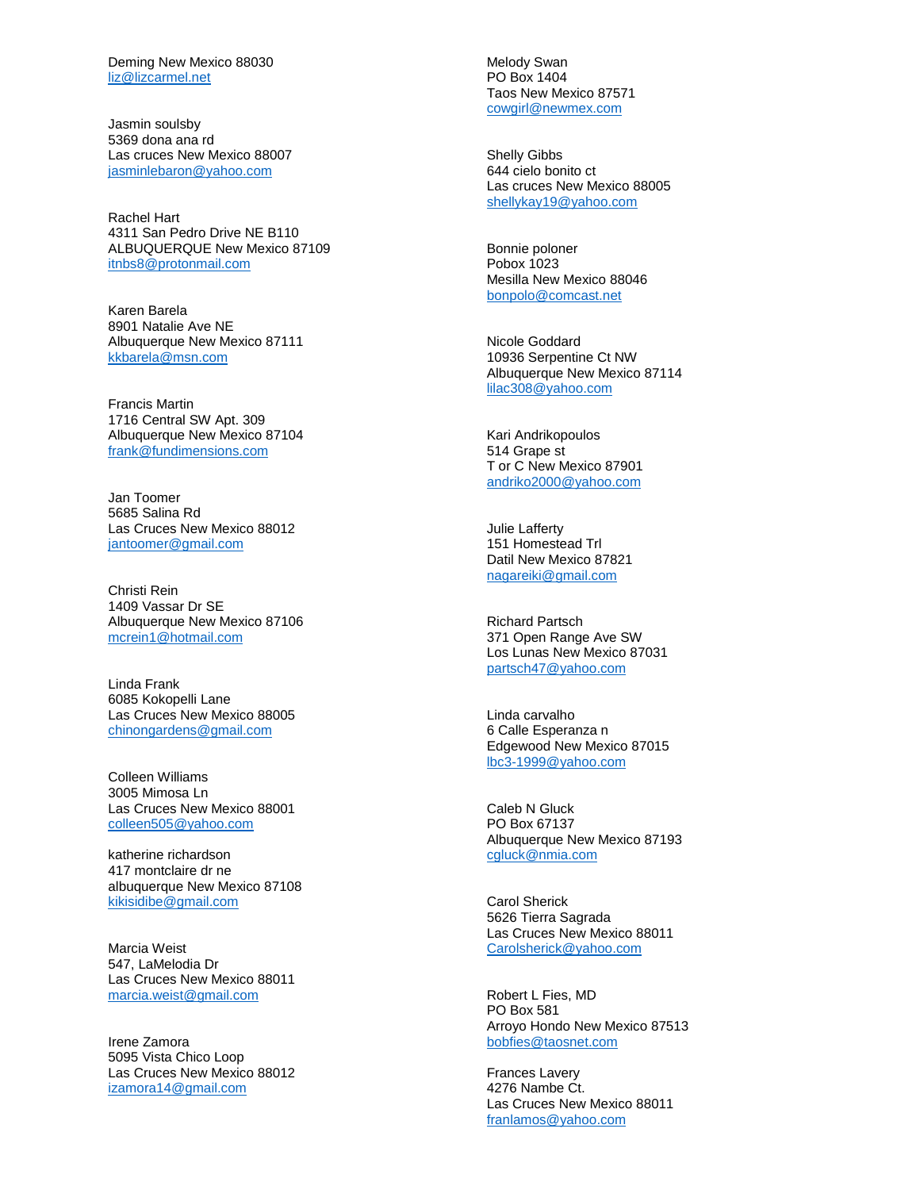Deming New Mexico 88030
liz@lizcarmel.net

Jasmin soulsby
5369 dona ana rd
Las cruces New Mexico 88007
jasminlebaron@yahoo.com

Rachel Hart
4311 San Pedro Drive NE B110
ALBUQUERQUE New Mexico 87109
itnbs8@protonmail.com

Karen Barela
8901 Natalie Ave NE
Albuquerque New Mexico 87111
kkbarela@msn.com

Francis Martin
1716 Central SW Apt. 309
Albuquerque New Mexico 87104
frank@fundimensions.com

Jan Toomer
5685 Salina Rd
Las Cruces New Mexico 88012
jantoomer@gmail.com

Christi Rein
1409 Vassar Dr SE
Albuquerque New Mexico 87106
mcrein1@hotmail.com

Linda Frank
6085 Kokopelli Lane
Las Cruces New Mexico 88005
chinongardens@gmail.com

Colleen Williams
3005 Mimosa Ln
Las Cruces New Mexico 88001
colleen505@yahoo.com

katherine richardson
417 montclaire dr ne
albuquerque New Mexico 87108
kikisidibe@gmail.com

Marcia Weist
547, LaMelodia Dr
Las Cruces New Mexico 88011
marcia.weist@gmail.com

Irene Zamora
5095 Vista Chico Loop
Las Cruces New Mexico 88012
izamora14@gmail.com

Melody Swan
PO Box 1404
Taos New Mexico 87571
cowgirl@newmex.com

Shelly Gibbs
644 cielo bonito ct
Las cruces New Mexico 88005
shellykay19@yahoo.com

Bonnie poloner
Pobox 1023
Mesilla New Mexico 88046
bonpolo@comcast.net

Nicole Goddard
10936 Serpentine Ct NW
Albuquerque New Mexico 87114
lilac308@yahoo.com

Kari Andrikopoulos
514 Grape st
T or C New Mexico 87901
andriko2000@yahoo.com

Julie Lafferty
151 Homestead Trl
Datil New Mexico 87821
nagareiki@gmail.com

Richard Partsch
371 Open Range Ave SW
Los Lunas New Mexico 87031
partsch47@yahoo.com

Linda carvalho
6 Calle Esperanza n
Edgewood New Mexico 87015
lbc3-1999@yahoo.com

Caleb N Gluck
PO Box 67137
Albuquerque New Mexico 87193
cgluck@nmia.com

Carol Sherick
5626 Tierra Sagrada
Las Cruces New Mexico 88011
Carolsherick@yahoo.com

Robert L Fies, MD
PO Box 581
Arroyo Hondo New Mexico 87513
bobfies@taosnet.com

Frances Lavery
4276 Nambe Ct.
Las Cruces New Mexico 88011
franlamos@yahoo.com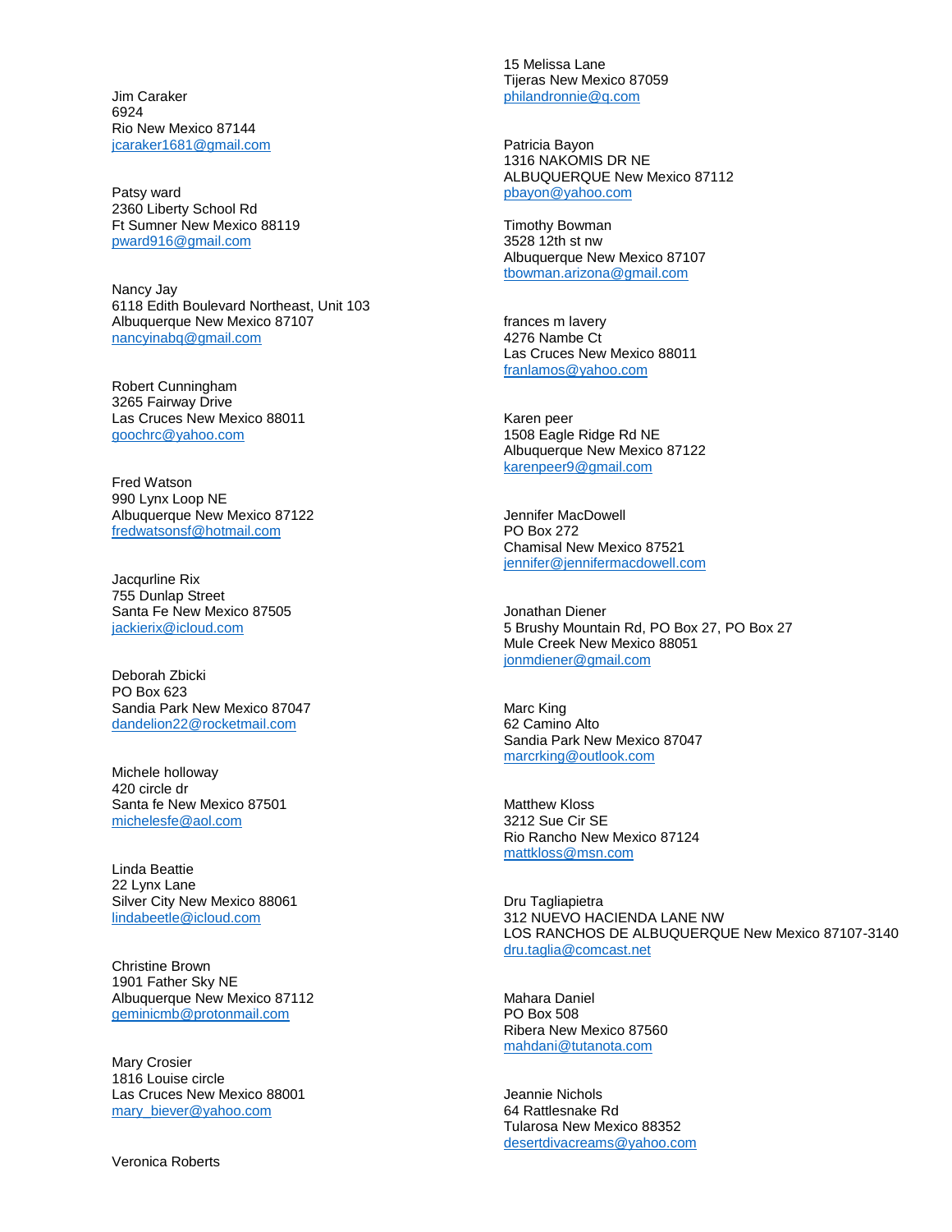Jim Caraker
6924
Rio New Mexico 87144
jcaraker1681@gmail.com

Patsy ward
2360 Liberty School Rd
Ft Sumner New Mexico 88119
pward916@gmail.com

Nancy Jay
6118 Edith Boulevard Northeast, Unit 103
Albuquerque New Mexico 87107
nancyinabq@gmail.com

Robert Cunningham
3265 Fairway Drive
Las Cruces New Mexico 88011
goochrc@yahoo.com

Fred Watson
990 Lynx Loop NE
Albuquerque New Mexico 87122
fredwatsonsf@hotmail.com

Jacqurline Rix
755 Dunlap Street
Santa Fe New Mexico 87505
jackierix@icloud.com

Deborah Zbicki
PO Box 623
Sandia Park New Mexico 87047
dandelion22@rocketmail.com

Michele holloway
420 circle dr
Santa fe New Mexico 87501
michelesfe@aol.com

Linda Beattie
22 Lynx Lane
Silver City New Mexico 88061
lindabeetle@icloud.com

Christine Brown
1901 Father Sky NE
Albuquerque New Mexico 87112
geminicmb@protonmail.com

Mary Crosier
1816 Louise circle
Las Cruces New Mexico 88001
mary_biever@yahoo.com

Veronica Roberts

15 Melissa Lane
Tijeras New Mexico 87059
philandronnie@q.com

Patricia Bayon
1316 NAKOMIS DR NE
ALBUQUERQUE New Mexico 87112
pbayon@yahoo.com

Timothy Bowman
3528 12th st nw
Albuquerque New Mexico 87107
tbowman.arizona@gmail.com

frances m lavery
4276 Nambe Ct
Las Cruces New Mexico 88011
franlamos@yahoo.com

Karen peer
1508 Eagle Ridge Rd NE
Albuquerque New Mexico 87122
karenpeer9@gmail.com

Jennifer MacDowell
PO Box 272
Chamisal New Mexico 87521
jennifer@jennifermacdowell.com

Jonathan Diener
5 Brushy Mountain Rd, PO Box 27, PO Box 27
Mule Creek New Mexico 88051
jonmdiener@gmail.com

Marc King
62 Camino Alto
Sandia Park New Mexico 87047
marcrking@outlook.com

Matthew Kloss
3212 Sue Cir SE
Rio Rancho New Mexico 87124
mattkloss@msn.com

Dru Tagliapietra
312 NUEVO HACIENDA LANE NW
LOS RANCHOS DE ALBUQUERQUE New Mexico 87107-3140
dru.taglia@comcast.net

Mahara Daniel
PO Box 508
Ribera New Mexico 87560
mahdani@tutanota.com

Jeannie Nichols
64 Rattlesnake Rd
Tularosa New Mexico 88352
desertdivacreams@yahoo.com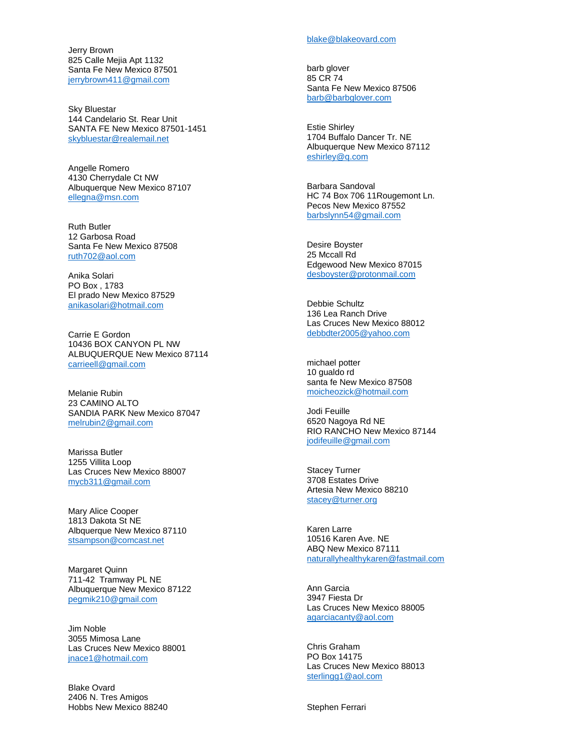Jerry Brown
825 Calle Mejia Apt 1132
Santa Fe New Mexico 87501
jerrybrown411@gmail.com

Sky Bluestar
144 Candelario St. Rear Unit
SANTA FE New Mexico 87501-1451
skybluestar@realemail.net

Angelle Romero
4130 Cherrydale Ct NW
Albuquerque New Mexico 87107
ellegna@msn.com

Ruth Butler
12 Garbosa Road
Santa Fe New Mexico 87508
ruth702@aol.com

Anika Solari
PO Box , 1783
El prado New Mexico 87529
anikasolari@hotmail.com

Carrie E Gordon
10436 BOX CANYON PL NW
ALBUQUERQUE New Mexico 87114
carrieell@gmail.com

Melanie Rubin
23 CAMINO ALTO
SANDIA PARK New Mexico 87047
melrubin2@gmail.com

Marissa Butler
1255 Villita Loop
Las Cruces New Mexico 88007
mycb311@gmail.com

Mary Alice Cooper
1813 Dakota St NE
Albpquerque New Mexico 87110
stsampson@comcast.net

Margaret Quinn
711-42 Tramway PL NE
Albuquerque New Mexico 87122
pegmik210@gmail.com

Jim Noble
3055 Mimosa Lane
Las Cruces New Mexico 88001
jnace1@hotmail.com

Blake Ovard
2406 N. Tres Amigos
Hobbs New Mexico 88240
blake@blakeovard.com

barb glover
85 CR 74
Santa Fe New Mexico 87506
barb@barbglover.com

Estie Shirley
1704 Buffalo Dancer Tr. NE
Albuquerque New Mexico 87112
eshirley@q.com

Barbara Sandoval
HC 74 Box 706 11Rougemont Ln.
Pecos New Mexico 87552
barbslynn54@gmail.com

Desire Boyster
25 Mccall Rd
Edgewood New Mexico 87015
desboyster@protonmail.com

Debbie Schultz
136 Lea Ranch Drive
Las Cruces New Mexico 88012
debbdter2005@yahoo.com

michael potter
10 gualdo rd
santa fe New Mexico 87508
moicheozick@hotmail.com

Jodi Feuille
6520 Nagoya Rd NE
RIO RANCHO New Mexico 87144
jodifeuille@gmail.com

Stacey Turner
3708 Estates Drive
Artesia New Mexico 88210
stacey@turner.org

Karen Larre
10516 Karen Ave. NE
ABQ New Mexico 87111
naturallyhealthykaren@fastmail.com

Ann Garcia
3947 Fiesta Dr
Las Cruces New Mexico 88005
agarciacanty@aol.com

Chris Graham
PO Box 14175
Las Cruces New Mexico 88013
sterlingg1@aol.com

Stephen Ferrari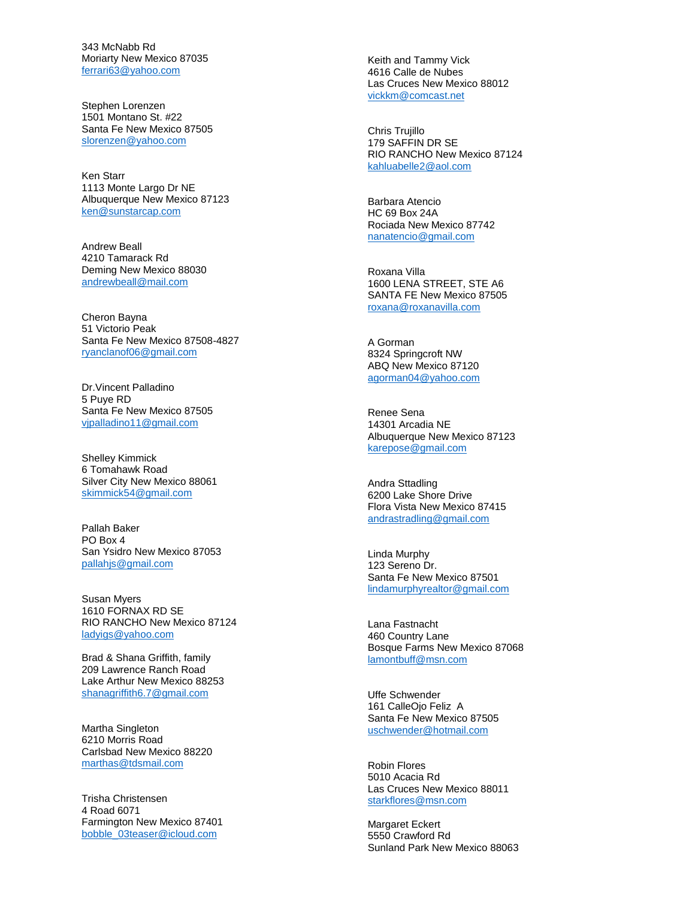343 McNabb Rd
Moriarty New Mexico 87035
ferrari63@yahoo.com

Stephen Lorenzen
1501 Montano St. #22
Santa Fe New Mexico 87505
slorenzen@yahoo.com

Ken Starr
1113 Monte Largo Dr NE
Albuquerque New Mexico 87123
ken@sunstarcap.com

Andrew Beall
4210 Tamarack Rd
Deming New Mexico 88030
andrewbeall@mail.com

Cheron Bayna
51 Victorio Peak
Santa Fe New Mexico 87508-4827
ryanclanof06@gmail.com

Dr.Vincent Palladino
5 Puye RD
Santa Fe New Mexico 87505
vjpalladino11@gmail.com

Shelley Kimmick
6 Tomahawk Road
Silver City New Mexico 88061
skimmick54@gmail.com

Pallah Baker
PO Box 4
San Ysidro New Mexico 87053
pallahjs@gmail.com

Susan Myers
1610 FORNAX RD SE
RIO RANCHO New Mexico 87124
ladyigs@yahoo.com

Brad & Shana Griffith, family
209 Lawrence Ranch Road
Lake Arthur New Mexico 88253
shanagriffith6.7@gmail.com

Martha Singleton
6210 Morris Road
Carlsbad New Mexico 88220
marthas@tdsmail.com

Trisha Christensen
4 Road 6071
Farmington New Mexico 87401
bobble_03teaser@icloud.com

Keith and Tammy Vick
4616 Calle de Nubes
Las Cruces New Mexico 88012
vickkm@comcast.net

Chris Trujillo
179 SAFFIN DR SE
RIO RANCHO New Mexico 87124
kahluabelle2@aol.com

Barbara Atencio
HC 69 Box 24A
Rociada New Mexico 87742
nanatencio@gmail.com

Roxana Villa
1600 LENA STREET, STE A6
SANTA FE New Mexico 87505
roxana@roxanavilla.com

A Gorman
8324 Springcroft NW
ABQ New Mexico 87120
agorman04@yahoo.com

Renee Sena
14301 Arcadia NE
Albuquerque New Mexico 87123
karepose@gmail.com

Andra Sttadling
6200 Lake Shore Drive
Flora Vista New Mexico 87415
andrastradling@gmail.com

Linda Murphy
123 Sereno Dr.
Santa Fe New Mexico 87501
lindamurphyrealtor@gmail.com

Lana Fastnacht
460 Country Lane
Bosque Farms New Mexico 87068
lamontbuff@msn.com

Uffe Schwender
161 CalleOjo Feliz A
Santa Fe New Mexico 87505
uschwender@hotmail.com

Robin Flores
5010 Acacia Rd
Las Cruces New Mexico 88011
starkflores@msn.com

Margaret Eckert
5550 Crawford Rd
Sunland Park New Mexico 88063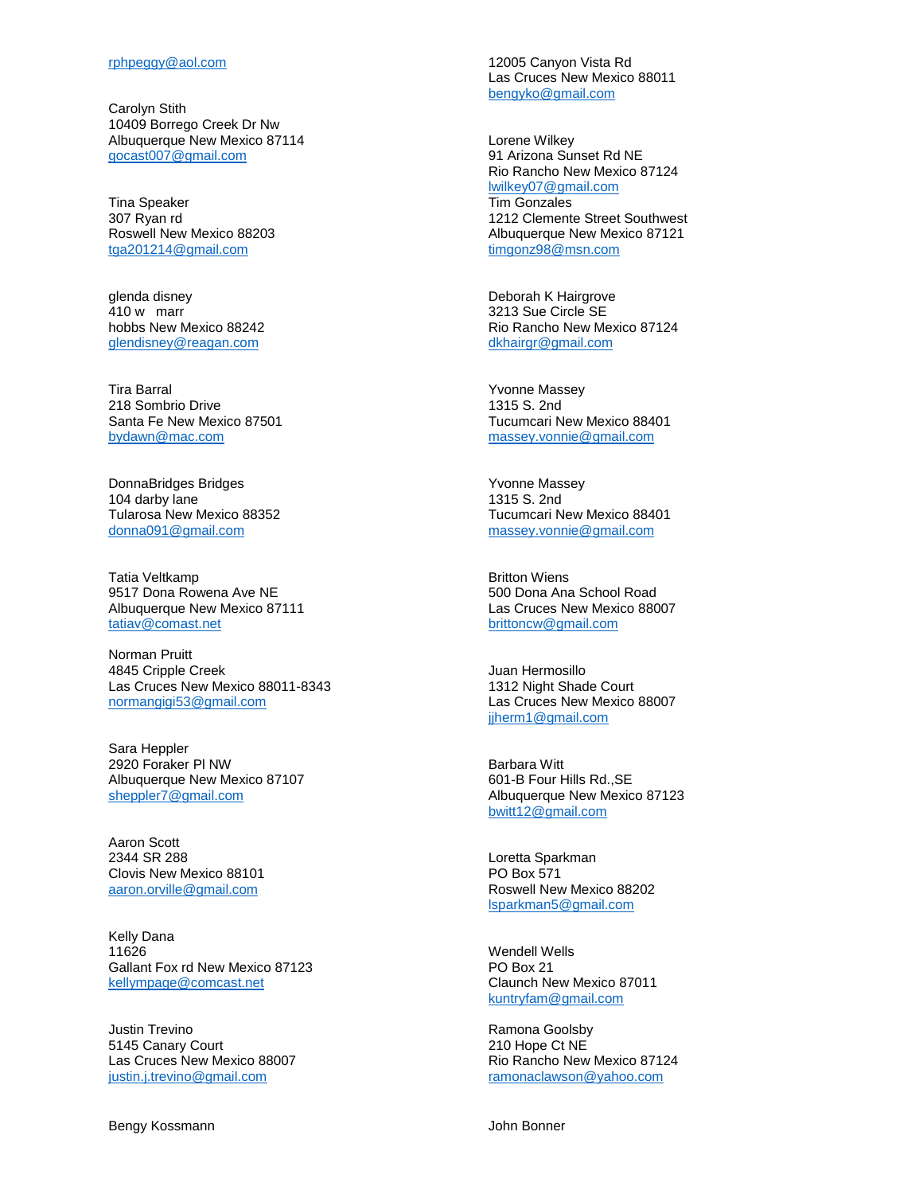rphpeggy@aol.com

Carolyn Stith
10409 Borrego Creek Dr Nw
Albuquerque New Mexico 87114
gocast007@gmail.com

Tina Speaker
307 Ryan rd
Roswell New Mexico 88203
tga201214@gmail.com

glenda disney
410 w marr
hobbs New Mexico 88242
glendisney@reagan.com

Tira Barral
218 Sombrio Drive
Santa Fe New Mexico 87501
bydawn@mac.com

DonnaBridges Bridges
104 darby lane
Tularosa New Mexico 88352
donna091@gmail.com

Tatia Veltkamp
9517 Dona Rowena Ave NE
Albuquerque New Mexico 87111
tatiav@comast.net

Norman Pruitt
4845 Cripple Creek
Las Cruces New Mexico 88011-8343
normangigi53@gmail.com

Sara Heppler
2920 Foraker Pl NW
Albuquerque New Mexico 87107
sheppler7@gmail.com

Aaron Scott
2344 SR 288
Clovis New Mexico 88101
aaron.orville@gmail.com

Kelly Dana
11626
Gallant Fox rd New Mexico 87123
kellympage@comcast.net

Justin Trevino
5145 Canary Court
Las Cruces New Mexico 88007
justin.j.trevino@gmail.com

Bengy Kossmann
12005 Canyon Vista Rd
Las Cruces New Mexico 88011
bengyko@gmail.com

Lorene Wilkey
91 Arizona Sunset Rd NE
Rio Rancho New Mexico 87124
lwilkey07@gmail.com

Tim Gonzales
1212 Clemente Street Southwest
Albuquerque New Mexico 87121
timgonz98@msn.com

Deborah K Hairgrove
3213 Sue Circle SE
Rio Rancho New Mexico 87124
dkhairgr@gmail.com

Yvonne Massey
1315 S. 2nd
Tucumcari New Mexico 88401
massey.vonnie@gmail.com

Yvonne Massey
1315 S. 2nd
Tucumcari New Mexico 88401
massey.vonnie@gmail.com

Britton Wiens
500 Dona Ana School Road
Las Cruces New Mexico 88007
brittoncw@gmail.com

Juan Hermosillo
1312 Night Shade Court
Las Cruces New Mexico 88007
jjherm1@gmail.com

Barbara Witt
601-B Four Hills Rd.,SE
Albuquerque New Mexico 87123
bwitt12@gmail.com

Loretta Sparkman
PO Box 571
Roswell New Mexico 88202
lsparkman5@gmail.com

Wendell Wells
PO Box 21
Claunch New Mexico 87011
kuntryfam@gmail.com

Ramona Goolsby
210 Hope Ct NE
Rio Rancho New Mexico 87124
ramonaclawson@yahoo.com

John Bonner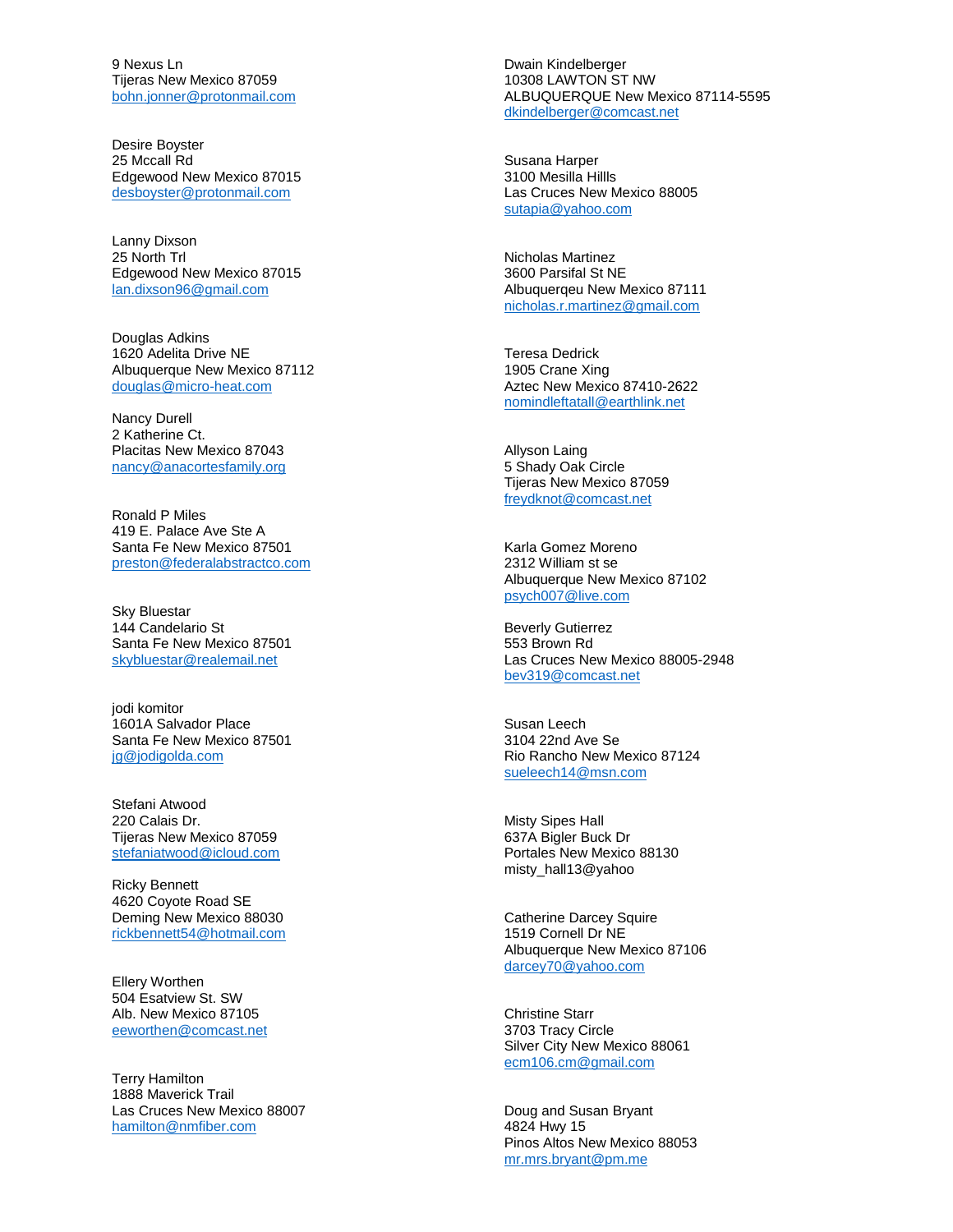9 Nexus Ln
Tijeras New Mexico 87059
bohn.jonner@protonmail.com

Desire Boyster
25 Mccall Rd
Edgewood New Mexico 87015
desboyster@protonmail.com

Lanny Dixson
25 North Trl
Edgewood New Mexico 87015
lan.dixson96@gmail.com

Douglas Adkins
1620 Adelita Drive NE
Albuquerque New Mexico 87112
douglas@micro-heat.com

Nancy Durell
2 Katherine Ct.
Placitas New Mexico 87043
nancy@anacortesfamily.org

Ronald P Miles
419 E. Palace Ave Ste A
Santa Fe New Mexico 87501
preston@federalabstractco.com

Sky Bluestar
144 Candelario St
Santa Fe New Mexico 87501
skybluestar@realemail.net

jodi komitor
1601A Salvador Place
Santa Fe New Mexico 87501
jg@jodigolda.com

Stefani Atwood
220 Calais Dr.
Tijeras New Mexico 87059
stefaniatwood@icloud.com

Ricky Bennett
4620 Coyote Road SE
Deming New Mexico 88030
rickbennett54@hotmail.com

Ellery Worthen
504 Esatview St. SW
Alb. New Mexico 87105
eeworthen@comcast.net

Terry Hamilton
1888 Maverick Trail
Las Cruces New Mexico 88007
hamilton@nmfiber.com

Dwain Kindelberger
10308 LAWTON ST NW
ALBUQUERQUE New Mexico 87114-5595
dkindelberger@comcast.net

Susana Harper
3100 Mesilla Hillls
Las Cruces New Mexico 88005
sutapia@yahoo.com

Nicholas Martinez
3600 Parsifal St NE
Albuquerqeu New Mexico 87111
nicholas.r.martinez@gmail.com

Teresa Dedrick
1905 Crane Xing
Aztec New Mexico 87410-2622
nomindleftatall@earthlink.net

Allyson Laing
5 Shady Oak Circle
Tijeras New Mexico 87059
freydknot@comcast.net

Karla Gomez Moreno
2312 William st se
Albuquerque New Mexico 87102
psych007@live.com

Beverly Gutierrez
553 Brown Rd
Las Cruces New Mexico 88005-2948
bev319@comcast.net

Susan Leech
3104 22nd Ave Se
Rio Rancho New Mexico 87124
sueleech14@msn.com

Misty Sipes Hall
637A Bigler Buck Dr
Portales New Mexico 88130
misty_hall13@yahoo

Catherine Darcey Squire
1519 Cornell Dr NE
Albuquerque New Mexico 87106
darcey70@yahoo.com

Christine Starr
3703 Tracy Circle
Silver City New Mexico 88061
ecm106.cm@gmail.com

Doug and Susan Bryant
4824 Hwy 15
Pinos Altos New Mexico 88053
mr.mrs.bryant@pm.me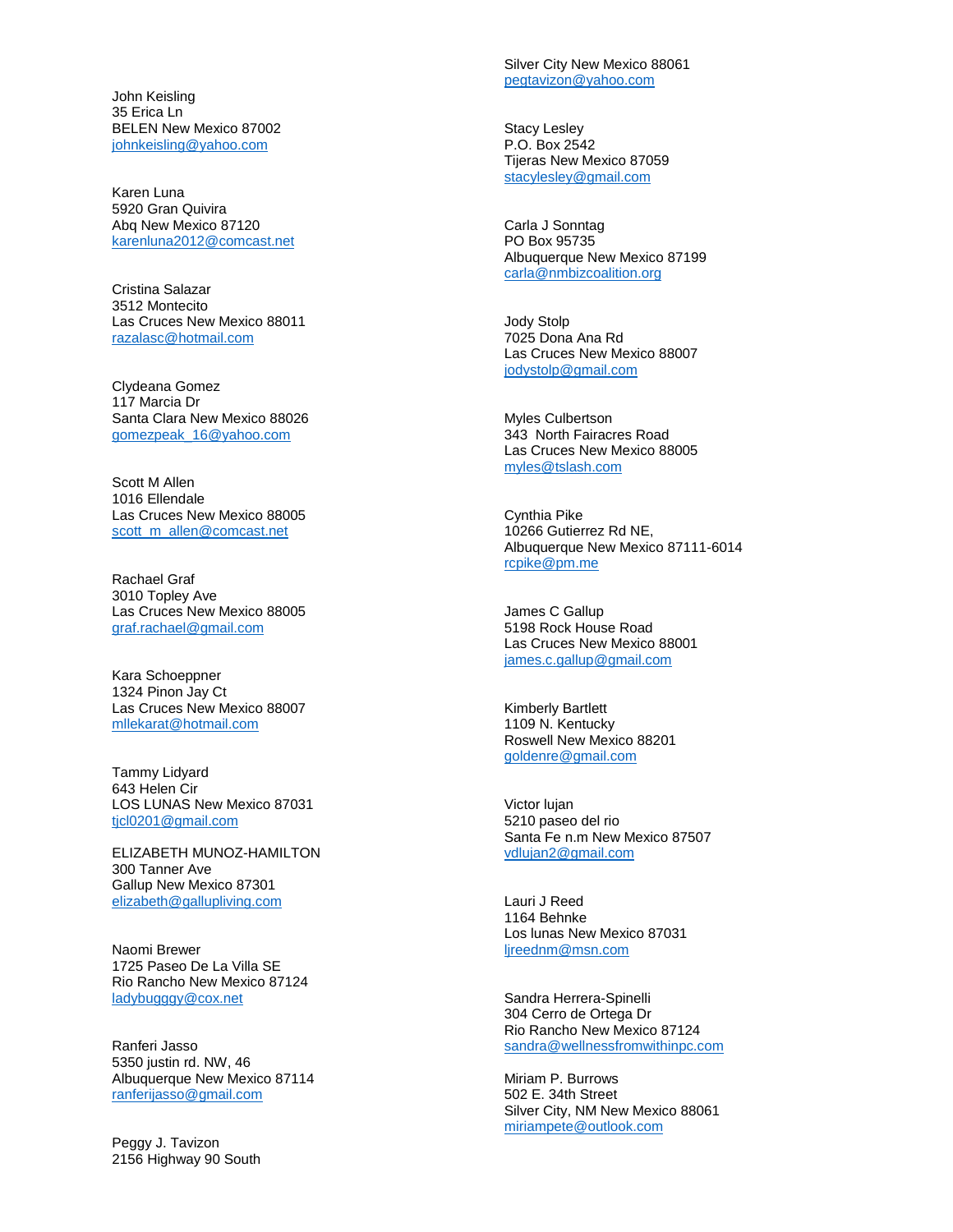John Keisling
35 Erica Ln
BELEN New Mexico 87002
johnkeisling@yahoo.com

Karen Luna
5920 Gran Quivira
Abq New Mexico 87120
karenluna2012@comcast.net

Cristina Salazar
3512 Montecito
Las Cruces New Mexico 88011
razalasc@hotmail.com

Clydeana Gomez
117 Marcia Dr
Santa Clara New Mexico 88026
gomezpeak_16@yahoo.com

Scott M Allen
1016 Ellendale
Las Cruces New Mexico 88005
scott_m_allen@comcast.net

Rachael Graf
3010 Topley Ave
Las Cruces New Mexico 88005
graf.rachael@gmail.com

Kara Schoeppner
1324 Pinon Jay Ct
Las Cruces New Mexico 88007
mllekarat@hotmail.com

Tammy Lidyard
643 Helen Cir
LOS LUNAS New Mexico 87031
tjcl0201@gmail.com

ELIZABETH MUNOZ-HAMILTON
300 Tanner Ave
Gallup New Mexico 87301
elizabeth@gallupliving.com

Naomi Brewer
1725 Paseo De La Villa SE
Rio Rancho New Mexico 87124
ladybugggy@cox.net

Ranferi Jasso
5350 justin rd. NW, 46
Albuquerque New Mexico 87114
ranferijasso@gmail.com

Peggy J. Tavizon
2156 Highway 90 South
Silver City New Mexico 88061
pegtavizon@yahoo.com

Stacy Lesley
P.O. Box 2542
Tijeras New Mexico 87059
stacylesley@gmail.com

Carla J Sonntag
PO Box 95735
Albuquerque New Mexico 87199
carla@nmbizcoalition.org

Jody Stolp
7025 Dona Ana Rd
Las Cruces New Mexico 88007
jodystolp@gmail.com

Myles Culbertson
343 North Fairacres Road
Las Cruces New Mexico 88005
myles@tslash.com

Cynthia Pike
10266 Gutierrez Rd NE,
Albuquerque New Mexico 87111-6014
rcpike@pm.me

James C Gallup
5198 Rock House Road
Las Cruces New Mexico 88001
james.c.gallup@gmail.com

Kimberly Bartlett
1109 N. Kentucky
Roswell New Mexico 88201
goldenre@gmail.com

Victor lujan
5210 paseo del rio
Santa Fe n.m New Mexico 87507
vdlujan2@gmail.com

Lauri J Reed
1164 Behnke
Los lunas New Mexico 87031
ljreednm@msn.com

Sandra Herrera-Spinelli
304 Cerro de Ortega Dr
Rio Rancho New Mexico 87124
sandra@wellnessfromwithinpc.com

Miriam P. Burrows
502 E. 34th Street
Silver City, NM New Mexico 88061
miriampete@outlook.com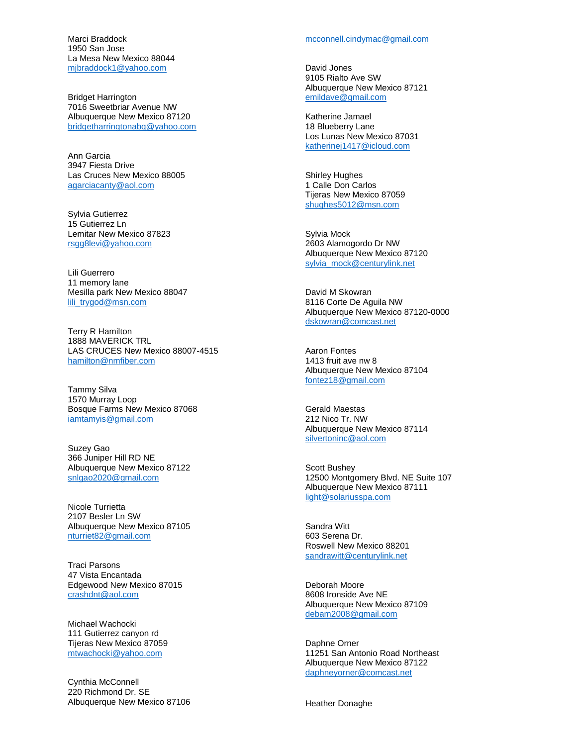Marci Braddock
1950 San Jose
La Mesa New Mexico 88044
mjbraddock1@yahoo.com

Bridget Harrington
7016 Sweetbriar Avenue NW
Albuquerque New Mexico 87120
bridgetharringtonabq@yahoo.com

Ann Garcia
3947 Fiesta Drive
Las Cruces New Mexico 88005
agarciacanty@aol.com

Sylvia Gutierrez
15 Gutierrez Ln
Lemitar New Mexico 87823
rsgg8levi@yahoo.com

Lili Guerrero
11 memory lane
Mesilla park New Mexico 88047
lili_trygod@msn.com

Terry R Hamilton
1888 MAVERICK TRL
LAS CRUCES New Mexico 88007-4515
hamilton@nmfiber.com

Tammy Silva
1570 Murray Loop
Bosque Farms New Mexico 87068
iamtamyis@gmail.com

Suzey Gao
366 Juniper Hill RD NE
Albuquerque New Mexico 87122
snlgao2020@gmail.com

Nicole Turrietta
2107 Besler Ln SW
Albuquerque New Mexico 87105
nturriet82@gmail.com

Traci Parsons
47 Vista Encantada
Edgewood New Mexico 87015
crashdnt@aol.com

Michael Wachocki
111 Gutierrez canyon rd
Tijeras New Mexico 87059
mtwachocki@yahoo.com

Cynthia McConnell
220 Richmond Dr. SE
Albuquerque New Mexico 87106
mcconnell.cindymac@gmail.com

David Jones
9105 Rialto Ave SW
Albuquerque New Mexico 87121
emildave@gmail.com

Katherine Jamael
18 Blueberry Lane
Los Lunas New Mexico 87031
katherinej1417@icloud.com

Shirley Hughes
1 Calle Don Carlos
Tijeras New Mexico 87059
shughes5012@msn.com

Sylvia Mock
2603 Alamogordo Dr NW
Albuquerque New Mexico 87120
sylvia_mock@centurylink.net

David M Skowran
8116 Corte De Aguila NW
Albuquerque New Mexico 87120-0000
dskowran@comcast.net

Aaron Fontes
1413 fruit ave nw 8
Albuquerque New Mexico 87104
fontez18@gmail.com

Gerald Maestas
212 Nico Tr. NW
Albuquerque New Mexico 87114
silvertoninc@aol.com

Scott Bushey
12500 Montgomery Blvd. NE Suite 107
Albuquerque New Mexico 87111
light@solariusspa.com

Sandra Witt
603 Serena Dr.
Roswell New Mexico 88201
sandrawitt@centurylink.net

Deborah Moore
8608 Ironside Ave NE
Albuquerque New Mexico 87109
debam2008@gmail.com

Daphne Orner
11251 San Antonio Road Northeast
Albuquerque New Mexico 87122
daphneyorner@comcast.net

Heather Donaghe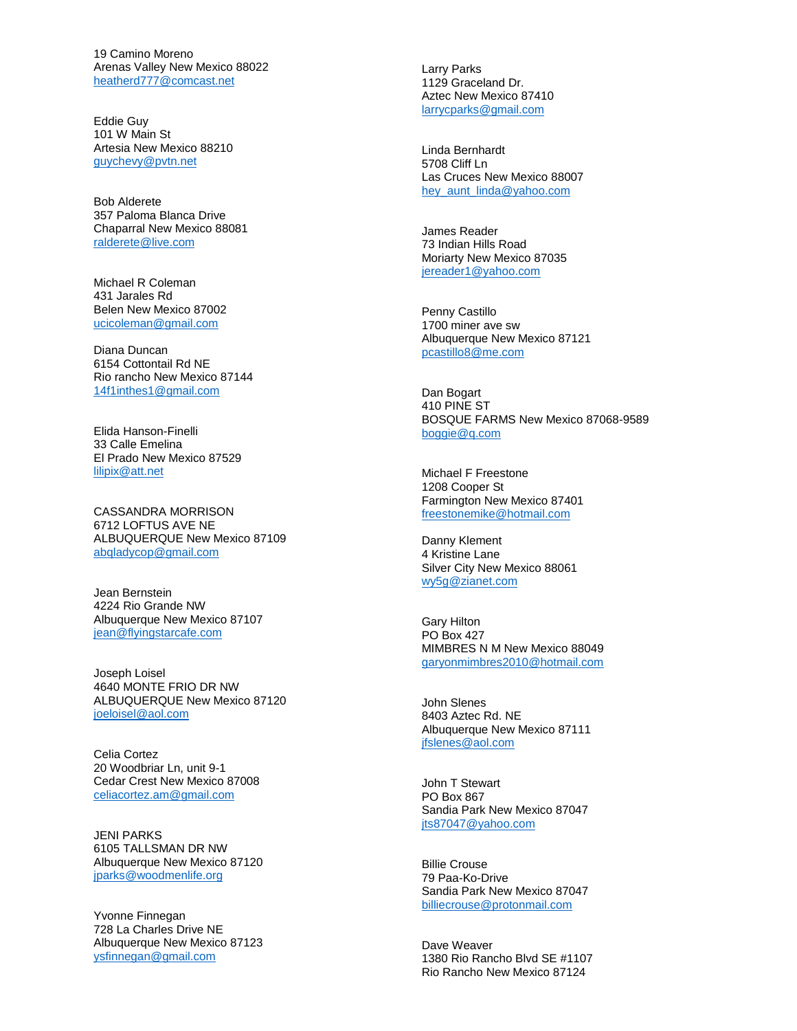19 Camino Moreno
Arenas Valley New Mexico 88022
heatherd777@comcast.net

Eddie Guy
101 W Main St
Artesia New Mexico 88210
guychevy@pvtn.net

Bob Alderete
357 Paloma Blanca Drive
Chaparral New Mexico 88081
ralderete@live.com

Michael R Coleman
431 Jarales Rd
Belen New Mexico 87002
ucicoleman@gmail.com

Diana Duncan
6154 Cottontail Rd NE
Rio rancho New Mexico 87144
14f1inthes1@gmail.com

Elida Hanson-Finelli
33 Calle Emelina
El Prado New Mexico 87529
lilipix@att.net

CASSANDRA MORRISON
6712 LOFTUS AVE NE
ALBUQUERQUE New Mexico 87109
abqladycop@gmail.com

Jean Bernstein
4224 Rio Grande NW
Albuquerque New Mexico 87107
jean@flyingstarcafe.com

Joseph Loisel
4640 MONTE FRIO DR NW
ALBUQUERQUE New Mexico 87120
joeloisel@aol.com

Celia Cortez
20 Woodbriar Ln, unit 9-1
Cedar Crest New Mexico 87008
celiacortez.am@gmail.com

JENI PARKS
6105 TALLSMAN DR NW
Albuquerque New Mexico 87120
jparks@woodmenlife.org

Yvonne Finnegan
728 La Charles Drive NE
Albuquerque New Mexico 87123
ysfinnegan@gmail.com

Larry Parks
1129 Graceland Dr.
Aztec New Mexico 87410
larrycparks@gmail.com

Linda Bernhardt
5708 Cliff Ln
Las Cruces New Mexico 88007
hey_aunt_linda@yahoo.com

James Reader
73 Indian Hills Road
Moriarty New Mexico 87035
jereader1@yahoo.com

Penny Castillo
1700 miner ave sw
Albuquerque New Mexico 87121
pcastillo8@me.com

Dan Bogart
410 PINE ST
BOSQUE FARMS New Mexico 87068-9589
boggie@q.com

Michael F Freestone
1208 Cooper St
Farmington New Mexico 87401
freestonemike@hotmail.com

Danny Klement
4 Kristine Lane
Silver City New Mexico 88061
wy5g@zianet.com

Gary Hilton
PO Box 427
MIMBRES N M New Mexico 88049
garyonmimbres2010@hotmail.com

John Slenes
8403 Aztec Rd. NE
Albuquerque New Mexico 87111
jfslenes@aol.com

John T Stewart
PO Box 867
Sandia Park New Mexico 87047
jts87047@yahoo.com

Billie Crouse
79 Paa-Ko-Drive
Sandia Park New Mexico 87047
billiecrouse@protonmail.com

Dave Weaver
1380 Rio Rancho Blvd SE #1107
Rio Rancho New Mexico 87124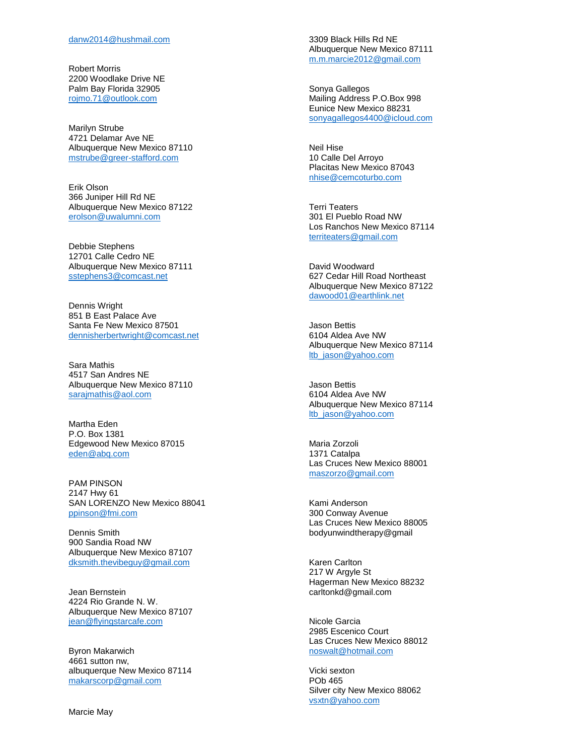danw2014@hushmail.com

Robert Morris
2200 Woodlake Drive NE
Palm Bay Florida 32905
rojmo.71@outlook.com

Marilyn Strube
4721 Delamar Ave NE
Albuquerque New Mexico 87110
mstrube@greer-stafford.com

Erik Olson
366 Juniper Hill Rd NE
Albuquerque New Mexico 87122
erolson@uwalumni.com

Debbie Stephens
12701 Calle Cedro NE
Albuquerque New Mexico 87111
sstephens3@comcast.net

Dennis Wright
851 B East Palace Ave
Santa Fe New Mexico 87501
dennisherbertwright@comcast.net

Sara Mathis
4517 San Andres NE
Albuquerque New Mexico 87110
sarajmathis@aol.com

Martha Eden
P.O. Box 1381
Edgewood New Mexico 87015
eden@abq.com

PAM PINSON
2147 Hwy 61
SAN LORENZO New Mexico 88041
ppinson@fmi.com

Dennis Smith
900 Sandia Road NW
Albuquerque New Mexico 87107
dksmith.thevibeguy@gmail.com

Jean Bernstein
4224 Rio Grande N. W.
Albuquerque New Mexico 87107
jean@flyingstarcafe.com

Byron Makarwich
4661 sutton nw,
albuquerque New Mexico 87114
makarscorp@gmail.com

Marcie May
3309 Black Hills Rd NE
Albuquerque New Mexico 87111
m.m.marcie2012@gmail.com

Sonya Gallegos
Mailing Address P.O.Box 998
Eunice New Mexico 88231
sonyagallegos4400@icloud.com

Neil Hise
10 Calle Del Arroyo
Placitas New Mexico 87043
nhise@cemcoturbo.com

Terri Teaters
301 El Pueblo Road NW
Los Ranchos New Mexico 87114
territeaters@gmail.com

David Woodward
627 Cedar Hill Road Northeast
Albuquerque New Mexico 87122
dawood01@earthlink.net

Jason Bettis
6104 Aldea Ave NW
Albuquerque New Mexico 87114
ltb_jason@yahoo.com

Jason Bettis
6104 Aldea Ave NW
Albuquerque New Mexico 87114
ltb_jason@yahoo.com

Maria Zorzoli
1371 Catalpa
Las Cruces New Mexico 88001
maszorzo@gmail.com

Kami Anderson
300 Conway Avenue
Las Cruces New Mexico 88005
bodyunwindtherapy@gmail

Karen Carlton
217 W Argyle St
Hagerman New Mexico 88232
carltonkd@gmail.com

Nicole Garcia
2985 Escenico Court
Las Cruces New Mexico 88012
noswalt@hotmail.com

Vicki sexton
POb 465
Silver city New Mexico 88062
vsxtn@yahoo.com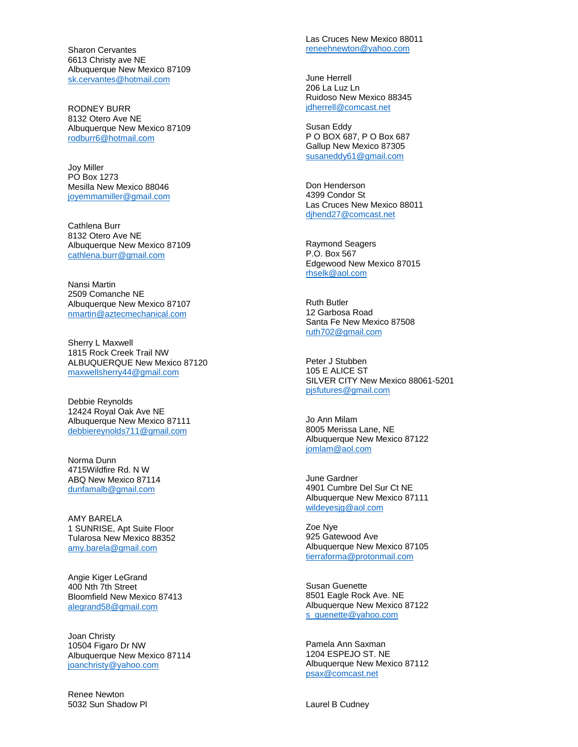Sharon Cervantes
6613 Christy ave NE
Albuquerque New Mexico 87109
sk.cervantes@hotmail.com

RODNEY BURR
8132 Otero Ave NE
Albuquerque New Mexico 87109
rodburr6@hotmail.com

Joy Miller
PO Box 1273
Mesilla New Mexico 88046
joyemmamiller@gmail.com

Cathlena Burr
8132 Otero Ave NE
Albuquerque New Mexico 87109
cathlena.burr@gmail.com

Nansi Martin
2509 Comanche NE
Albuquerque New Mexico 87107
nmartin@aztecmechanical.com

Sherry L Maxwell
1815 Rock Creek Trail NW
ALBUQUERQUE New Mexico 87120
maxwellsherry44@gmail.com

Debbie Reynolds
12424 Royal Oak Ave NE
Albuquerque New Mexico 87111
debbiereynolds711@gmail.com

Norma Dunn
4715Wildfire Rd. N W
ABQ New Mexico 87114
dunfamalb@gmail.com

AMY BARELA
1 SUNRISE, Apt Suite Floor
Tularosa New Mexico 88352
amy.barela@gmail.com

Angie Kiger LeGrand
400 Nth 7th Street
Bloomfield New Mexico 87413
alegrand58@gmail.com

Joan Christy
10504 Figaro Dr NW
Albuquerque New Mexico 87114
joanchristy@yahoo.com

Renee Newton
5032 Sun Shadow Pl
Las Cruces New Mexico 88011
reneehnewton@yahoo.com

June Herrell
206 La Luz Ln
Ruidoso New Mexico 88345
jdherrell@comcast.net

Susan Eddy
P O BOX 687, P O Box 687
Gallup New Mexico 87305
susaneddy61@gmail.com

Don Henderson
4399 Condor St
Las Cruces New Mexico 88011
djhend27@comcast.net

Raymond Seagers
P.O. Box 567
Edgewood New Mexico 87015
rhselk@aol.com

Ruth Butler
12 Garbosa Road
Santa Fe New Mexico 87508
ruth702@gmail.com

Peter J Stubben
105 E ALICE ST
SILVER CITY New Mexico 88061-5201
pjsfutures@gmail.com

Jo Ann Milam
8005 Merissa Lane, NE
Albuquerque New Mexico 87122
jomlam@aol.com

June Gardner
4901 Cumbre Del Sur Ct NE
Albuquerque New Mexico 87111
wildeyesjg@aol.com

Zoe Nye
925 Gatewood Ave
Albuquerque New Mexico 87105
tierraforma@protonmail.com

Susan Guenette
8501 Eagle Rock Ave. NE
Albuquerque New Mexico 87122
s_guenette@yahoo.com

Pamela Ann Saxman
1204 ESPEJO ST. NE
Albuquerque New Mexico 87112
psax@comcast.net

Laurel B Cudney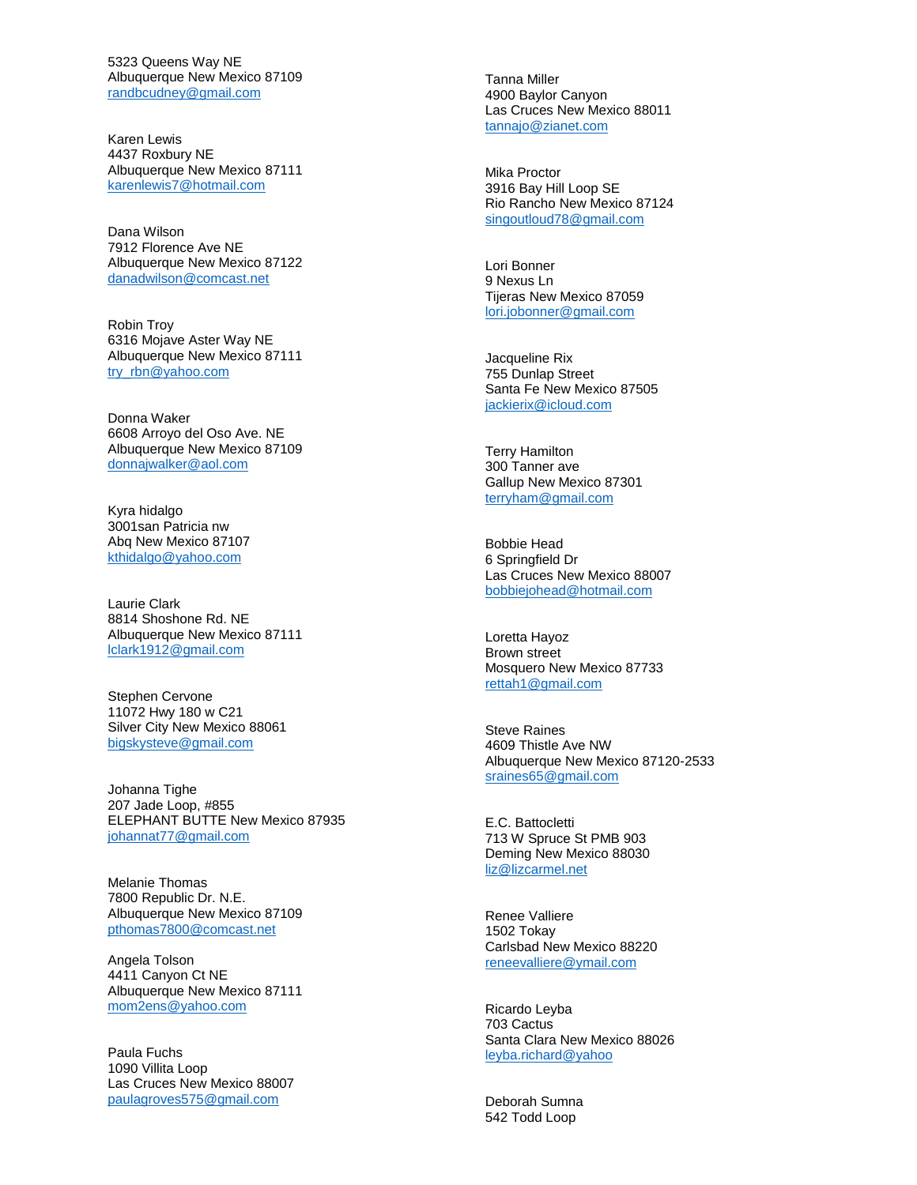5323 Queens Way NE
Albuquerque New Mexico 87109
randbcudney@gmail.com

Karen Lewis
4437 Roxbury NE
Albuquerque New Mexico 87111
karenlewis7@hotmail.com

Dana Wilson
7912 Florence Ave NE
Albuquerque New Mexico 87122
danadwilson@comcast.net

Robin Troy
6316 Mojave Aster Way NE
Albuquerque New Mexico 87111
try_rbn@yahoo.com

Donna Waker
6608 Arroyo del Oso Ave. NE
Albuquerque New Mexico 87109
donnajwalker@aol.com

Kyra hidalgo
3001san Patricia nw
Abq New Mexico 87107
kthidalgo@yahoo.com

Laurie Clark
8814 Shoshone Rd. NE
Albuquerque New Mexico 87111
lclark1912@gmail.com

Stephen Cervone
11072 Hwy 180 w C21
Silver City New Mexico 88061
bigskysteve@gmail.com

Johanna Tighe
207 Jade Loop, #855
ELEPHANT BUTTE New Mexico 87935
johannat77@gmail.com

Melanie Thomas
7800 Republic Dr. N.E.
Albuquerque New Mexico 87109
pthomas7800@comcast.net

Angela Tolson
4411 Canyon Ct NE
Albuquerque New Mexico 87111
mom2ens@yahoo.com

Paula Fuchs
1090 Villita Loop
Las Cruces New Mexico 88007
paulagroves575@gmail.com

Tanna Miller
4900 Baylor Canyon
Las Cruces New Mexico 88011
tannajo@zianet.com

Mika Proctor
3916 Bay Hill Loop SE
Rio Rancho New Mexico 87124
singoutloud78@gmail.com

Lori Bonner
9 Nexus Ln
Tijeras New Mexico 87059
lori.jobonner@gmail.com

Jacqueline Rix
755 Dunlap Street
Santa Fe New Mexico 87505
jackierix@icloud.com

Terry Hamilton
300 Tanner ave
Gallup New Mexico 87301
terryham@gmail.com

Bobbie Head
6 Springfield Dr
Las Cruces New Mexico 88007
bobbiejohead@hotmail.com

Loretta Hayoz
Brown street
Mosquero New Mexico 87733
rettah1@gmail.com

Steve Raines
4609 Thistle Ave NW
Albuquerque New Mexico 87120-2533
sraines65@gmail.com

E.C. Battocletti
713 W Spruce St PMB 903
Deming New Mexico 88030
liz@lizcarmel.net

Renee Valliere
1502 Tokay
Carlsbad New Mexico 88220
reneevalliere@ymail.com

Ricardo Leyba
703 Cactus
Santa Clara New Mexico 88026
leyba.richard@yahoo

Deborah Sumna
542 Todd Loop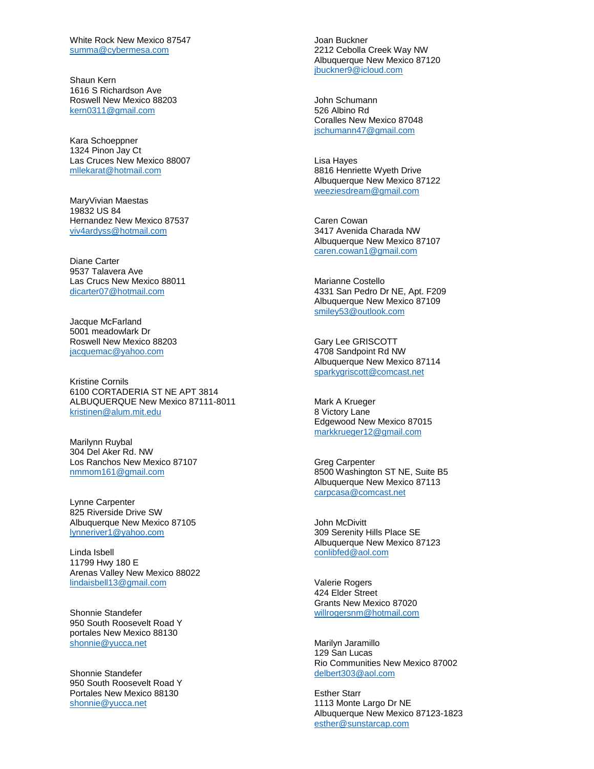White Rock New Mexico 87547
summa@cybermesa.com

Shaun Kern
1616 S Richardson Ave
Roswell New Mexico 88203
kern0311@gmail.com

Kara Schoeppner
1324 Pinon Jay Ct
Las Cruces New Mexico 88007
mllekarat@hotmail.com

MaryVivian Maestas
19832 US 84
Hernandez New Mexico 87537
viv4ardyss@hotmail.com

Diane Carter
9537 Talavera Ave
Las Crucs New Mexico 88011
dicarter07@hotmail.com

Jacque McFarland
5001 meadowlark Dr
Roswell New Mexico 88203
jacquemac@yahoo.com

Kristine Cornils
6100 CORTADERIA ST NE APT 3814
ALBUQUERQUE New Mexico 87111-8011
kristinen@alum.mit.edu

Marilynn Ruybal
304 Del Aker Rd. NW
Los Ranchos New Mexico 87107
nmmom161@gmail.com

Lynne Carpenter
825 Riverside Drive SW
Albuquerque New Mexico 87105
lynneriver1@yahoo.com

Linda Isbell
11799 Hwy 180 E
Arenas Valley New Mexico 88022
lindaisbell13@gmail.com

Shonnie Standefer
950 South Roosevelt Road Y
portales New Mexico 88130
shonnie@yucca.net

Shonnie Standefer
950 South Roosevelt Road Y
Portales New Mexico 88130
shonnie@yucca.net

Joan Buckner
2212 Cebolla Creek Way NW
Albuquerque New Mexico 87120
jbuckner9@icloud.com

John Schumann
526 Albino Rd
Coralles New Mexico 87048
jschumann47@gmail.com

Lisa Hayes
8816 Henriette Wyeth Drive
Albuquerque New Mexico 87122
weeziesdream@gmail.com

Caren Cowan
3417 Avenida Charada NW
Albuquerque New Mexico 87107
caren.cowan1@gmail.com

Marianne Costello
4331 San Pedro Dr NE, Apt. F209
Albuquerque New Mexico 87109
smiley53@outlook.com

Gary Lee GRISCOTT
4708 Sandpoint Rd NW
Albuquerque New Mexico 87114
sparkygriscott@comcast.net

Mark A Krueger
8 Victory Lane
Edgewood New Mexico 87015
markkrueger12@gmail.com

Greg Carpenter
8500 Washington ST NE, Suite B5
Albuquerque New Mexico 87113
carpcasa@comcast.net

John McDivitt
309 Serenity Hills Place SE
Albuquerque New Mexico 87123
conlibfed@aol.com

Valerie Rogers
424 Elder Street
Grants New Mexico 87020
willrogersnm@hotmail.com

Marilyn Jaramillo
129 San Lucas
Rio Communities New Mexico 87002
delbert303@aol.com

Esther Starr
1113 Monte Largo Dr NE
Albuquerque New Mexico 87123-1823
esther@sunstarcap.com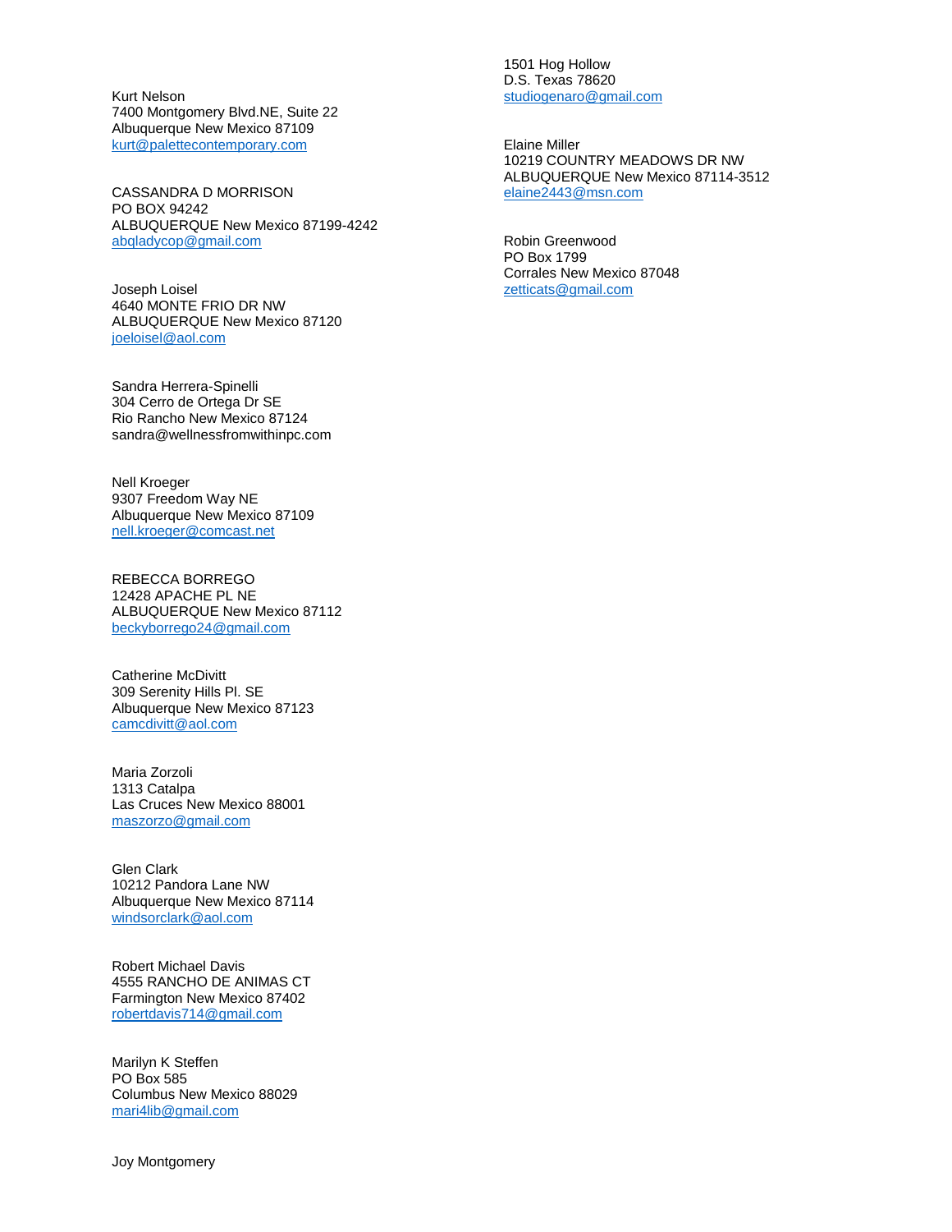Kurt Nelson
7400 Montgomery Blvd.NE, Suite 22
Albuquerque New Mexico 87109
kurt@palettecontemporary.com

CASSANDRA D MORRISON
PO BOX 94242
ALBUQUERQUE New Mexico 87199-4242
abqladycop@gmail.com

Joseph Loisel
4640 MONTE FRIO DR NW
ALBUQUERQUE New Mexico 87120
joeloisel@aol.com

Sandra Herrera-Spinelli
304 Cerro de Ortega Dr SE
Rio Rancho New Mexico 87124
sandra@wellnessfromwithinpc.com

Nell Kroeger
9307 Freedom Way NE
Albuquerque New Mexico 87109
nell.kroeger@comcast.net

REBECCA BORREGO
12428 APACHE PL NE
ALBUQUERQUE New Mexico 87112
beckyborrego24@gmail.com

Catherine McDivitt
309 Serenity Hills Pl. SE
Albuquerque New Mexico 87123
camcdivitt@aol.com

Maria Zorzoli
1313 Catalpa
Las Cruces New Mexico 88001
maszorzo@gmail.com

Glen Clark
10212 Pandora Lane NW
Albuquerque New Mexico 87114
windsorclark@aol.com

Robert Michael Davis
4555 RANCHO DE ANIMAS CT
Farmington New Mexico 87402
robertdavis714@gmail.com

Marilyn K Steffen
PO Box 585
Columbus New Mexico 88029
mari4lib@gmail.com

Joy Montgomery
1501 Hog Hollow
D.S. Texas 78620
studiogenaro@gmail.com

Elaine Miller
10219 COUNTRY MEADOWS DR NW
ALBUQUERQUE New Mexico 87114-3512
elaine2443@msn.com

Robin Greenwood
PO Box 1799
Corrales New Mexico 87048
zetticats@gmail.com